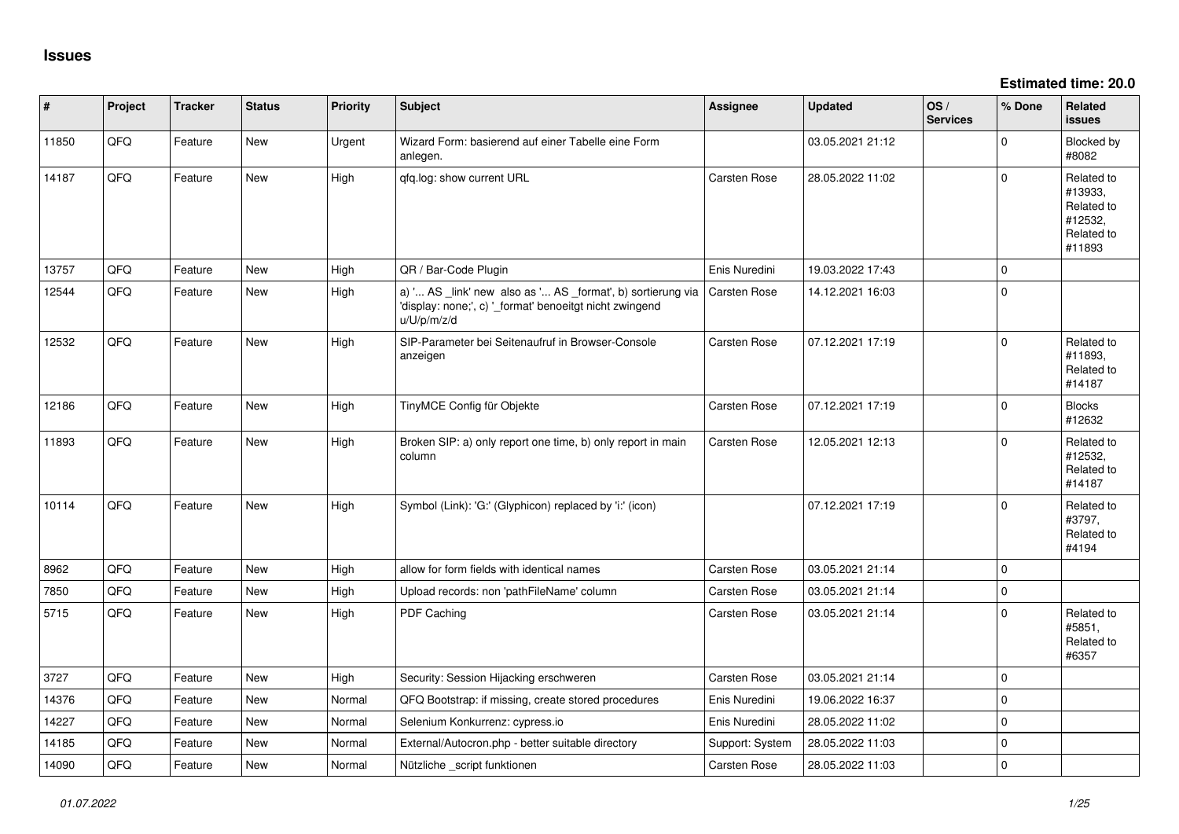## Issues

**Estimated time: 20.0**

| # | Project | Tracker | Status | Priority | Subject | Assignee | Updated | OS / Services | % Done | Related issues |
|---|---|---|---|---|---|---|---|---|---|---|
| 11850 | QFQ | Feature | New | Urgent | Wizard Form: basierend auf einer Tabelle eine Form anlegen. | | 03.05.2021 21:12 | | 0 | Blocked by #8082 |
| 14187 | QFQ | Feature | New | High | qfq.log: show current URL | Carsten Rose | 28.05.2022 11:02 | | 0 | Related to #13933, Related to #12532, Related to #11893 |
| 13757 | QFQ | Feature | New | High | QR / Bar-Code Plugin | Enis Nuredini | 19.03.2022 17:43 | | 0 | |
| 12544 | QFQ | Feature | New | High | a) '... AS _link' new also as '... AS _format', b) sortierung via 'display: none;', c) '_format' benoeitgt nicht zwingend u/U/p/m/z/d | Carsten Rose | 14.12.2021 16:03 | | 0 | |
| 12532 | QFQ | Feature | New | High | SIP-Parameter bei Seitenaufruf in Browser-Console anzeigen | Carsten Rose | 07.12.2021 17:19 | | 0 | Related to #11893, Related to #14187 |
| 12186 | QFQ | Feature | New | High | TinyMCE Config für Objekte | Carsten Rose | 07.12.2021 17:19 | | 0 | Blocks #12632 |
| 11893 | QFQ | Feature | New | High | Broken SIP: a) only report one time, b) only report in main column | Carsten Rose | 12.05.2021 12:13 | | 0 | Related to #12532, Related to #14187 |
| 10114 | QFQ | Feature | New | High | Symbol (Link): 'G:' (Glyphicon) replaced by 'i:' (icon) | | 07.12.2021 17:19 | | 0 | Related to #3797, Related to #4194 |
| 8962 | QFQ | Feature | New | High | allow for form fields with identical names | Carsten Rose | 03.05.2021 21:14 | | 0 | |
| 7850 | QFQ | Feature | New | High | Upload records: non 'pathFileName' column | Carsten Rose | 03.05.2021 21:14 | | 0 | |
| 5715 | QFQ | Feature | New | High | PDF Caching | Carsten Rose | 03.05.2021 21:14 | | 0 | Related to #5851, Related to #6357 |
| 3727 | QFQ | Feature | New | High | Security: Session Hijacking erschweren | Carsten Rose | 03.05.2021 21:14 | | 0 | |
| 14376 | QFQ | Feature | New | Normal | QFQ Bootstrap: if missing, create stored procedures | Enis Nuredini | 19.06.2022 16:37 | | 0 | |
| 14227 | QFQ | Feature | New | Normal | Selenium Konkurrenz: cypress.io | Enis Nuredini | 28.05.2022 11:02 | | 0 | |
| 14185 | QFQ | Feature | New | Normal | External/Autocron.php - better suitable directory | Support: System | 28.05.2022 11:03 | | 0 | |
| 14090 | QFQ | Feature | New | Normal | Nützliche _script funktionen | Carsten Rose | 28.05.2022 11:03 | | 0 | |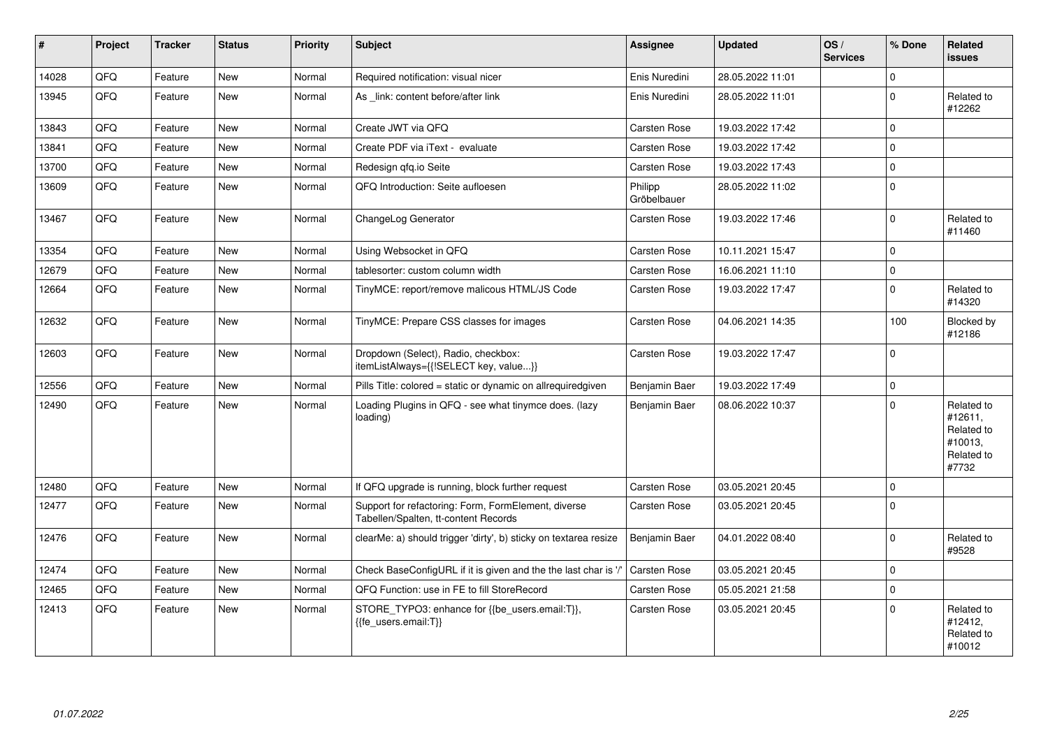| # | Project | Tracker | Status | Priority | Subject | Assignee | Updated | OS / Services | % Done | Related issues |
|---|---|---|---|---|---|---|---|---|---|---|
| 14028 | QFQ | Feature | New | Normal | Required notification: visual nicer | Enis Nuredini | 28.05.2022 11:01 | | 0 | |
| 13945 | QFQ | Feature | New | Normal | As _link: content before/after link | Enis Nuredini | 28.05.2022 11:01 | | 0 | Related to #12262 |
| 13843 | QFQ | Feature | New | Normal | Create JWT via QFQ | Carsten Rose | 19.03.2022 17:42 | | 0 | |
| 13841 | QFQ | Feature | New | Normal | Create PDF via iText - evaluate | Carsten Rose | 19.03.2022 17:42 | | 0 | |
| 13700 | QFQ | Feature | New | Normal | Redesign qfq.io Seite | Carsten Rose | 19.03.2022 17:43 | | 0 | |
| 13609 | QFQ | Feature | New | Normal | QFQ Introduction: Seite aufloesen | Philipp Gröbelbauer | 28.05.2022 11:02 | | 0 | |
| 13467 | QFQ | Feature | New | Normal | ChangeLog Generator | Carsten Rose | 19.03.2022 17:46 | | 0 | Related to #11460 |
| 13354 | QFQ | Feature | New | Normal | Using Websocket in QFQ | Carsten Rose | 10.11.2021 15:47 | | 0 | |
| 12679 | QFQ | Feature | New | Normal | tablesorter: custom column width | Carsten Rose | 16.06.2021 11:10 | | 0 | |
| 12664 | QFQ | Feature | New | Normal | TinyMCE: report/remove malicous HTML/JS Code | Carsten Rose | 19.03.2022 17:47 | | 0 | Related to #14320 |
| 12632 | QFQ | Feature | New | Normal | TinyMCE: Prepare CSS classes for images | Carsten Rose | 04.06.2021 14:35 | | 100 | Blocked by #12186 |
| 12603 | QFQ | Feature | New | Normal | Dropdown (Select), Radio, checkbox: itemListAlways={{!SELECT key, value...}} | Carsten Rose | 19.03.2022 17:47 | | 0 | |
| 12556 | QFQ | Feature | New | Normal | Pills Title: colored = static or dynamic on allrequiredgiven | Benjamin Baer | 19.03.2022 17:49 | | 0 | |
| 12490 | QFQ | Feature | New | Normal | Loading Plugins in QFQ - see what tinymce does. (lazy loading) | Benjamin Baer | 08.06.2022 10:37 | | 0 | Related to #12611, Related to #10013, Related to #7732 |
| 12480 | QFQ | Feature | New | Normal | If QFQ upgrade is running, block further request | Carsten Rose | 03.05.2021 20:45 | | 0 | |
| 12477 | QFQ | Feature | New | Normal | Support for refactoring: Form, FormElement, diverse Tabellen/Spalten, tt-content Records | Carsten Rose | 03.05.2021 20:45 | | 0 | |
| 12476 | QFQ | Feature | New | Normal | clearMe: a) should trigger 'dirty', b) sticky on textarea resize | Benjamin Baer | 04.01.2022 08:40 | | 0 | Related to #9528 |
| 12474 | QFQ | Feature | New | Normal | Check BaseConfigURL if it is given and the the last char is '/' | Carsten Rose | 03.05.2021 20:45 | | 0 | |
| 12465 | QFQ | Feature | New | Normal | QFQ Function: use in FE to fill StoreRecord | Carsten Rose | 05.05.2021 21:58 | | 0 | |
| 12413 | QFQ | Feature | New | Normal | STORE_TYPO3: enhance for {{be_users.email:T}}, {{fe_users.email:T}} | Carsten Rose | 03.05.2021 20:45 | | 0 | Related to #12412, Related to #10012 |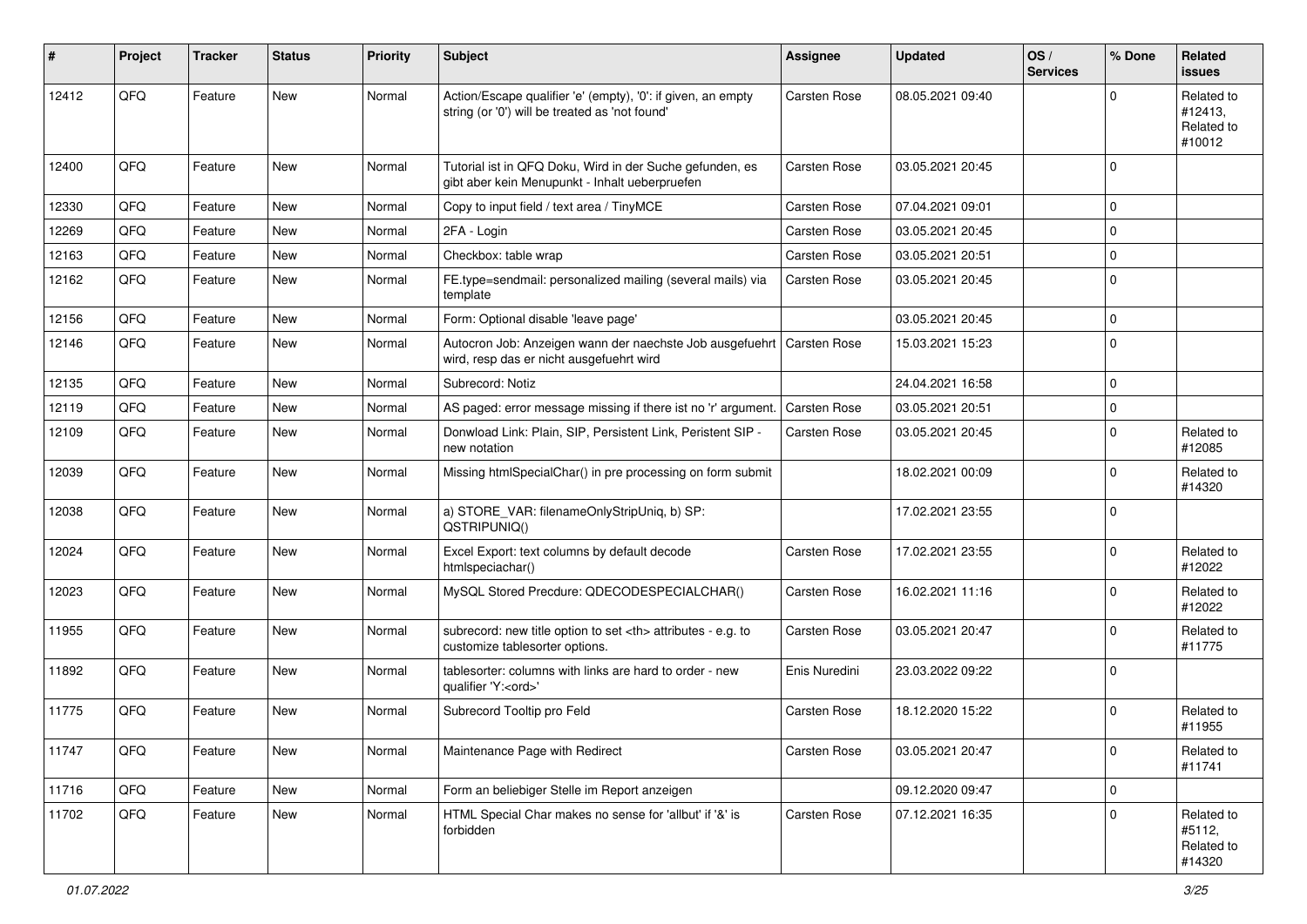| # | Project | Tracker | Status | Priority | Subject | Assignee | Updated | OS / Services | % Done | Related issues |
|---|---|---|---|---|---|---|---|---|---|---|
| 12412 | QFQ | Feature | New | Normal | Action/Escape qualifier 'e' (empty), '0': if given, an empty string (or '0') will be treated as 'not found' | Carsten Rose | 08.05.2021 09:40 | | 0 | Related to #12413, Related to #10012 |
| 12400 | QFQ | Feature | New | Normal | Tutorial ist in QFQ Doku, Wird in der Suche gefunden, es gibt aber kein Menupunkt - Inhalt ueberpruefen | Carsten Rose | 03.05.2021 20:45 | | 0 | |
| 12330 | QFQ | Feature | New | Normal | Copy to input field / text area / TinyMCE | Carsten Rose | 07.04.2021 09:01 | | 0 | |
| 12269 | QFQ | Feature | New | Normal | 2FA - Login | Carsten Rose | 03.05.2021 20:45 | | 0 | |
| 12163 | QFQ | Feature | New | Normal | Checkbox: table wrap | Carsten Rose | 03.05.2021 20:51 | | 0 | |
| 12162 | QFQ | Feature | New | Normal | FE.type=sendmail: personalized mailing (several mails) via template | Carsten Rose | 03.05.2021 20:45 | | 0 | |
| 12156 | QFQ | Feature | New | Normal | Form: Optional disable 'leave page' | | 03.05.2021 20:45 | | 0 | |
| 12146 | QFQ | Feature | New | Normal | Autocron Job: Anzeigen wann der naechste Job ausgefuehrt wird, resp das er nicht ausgefuehrt wird | Carsten Rose | 15.03.2021 15:23 | | 0 | |
| 12135 | QFQ | Feature | New | Normal | Subrecord: Notiz | | 24.04.2021 16:58 | | 0 | |
| 12119 | QFQ | Feature | New | Normal | AS paged: error message missing if there ist no 'r' argument. | Carsten Rose | 03.05.2021 20:51 | | 0 | |
| 12109 | QFQ | Feature | New | Normal | Donwload Link: Plain, SIP, Persistent Link, Peristent SIP - new notation | Carsten Rose | 03.05.2021 20:45 | | 0 | Related to #12085 |
| 12039 | QFQ | Feature | New | Normal | Missing htmlSpecialChar() in pre processing on form submit | | 18.02.2021 00:09 | | 0 | Related to #14320 |
| 12038 | QFQ | Feature | New | Normal | a) STORE_VAR: filenameOnlyStripUniq, b) SP: QSTRIPUNIQ() | | 17.02.2021 23:55 | | 0 | |
| 12024 | QFQ | Feature | New | Normal | Excel Export: text columns by default decode htmlspeciachar() | Carsten Rose | 17.02.2021 23:55 | | 0 | Related to #12022 |
| 12023 | QFQ | Feature | New | Normal | MySQL Stored Precdure: QDECODESPECIALCHAR() | Carsten Rose | 16.02.2021 11:16 | | 0 | Related to #12022 |
| 11955 | QFQ | Feature | New | Normal | subrecord: new title option to set <th> attributes - e.g. to customize tablesorter options. | Carsten Rose | 03.05.2021 20:47 | | 0 | Related to #11775 |
| 11892 | QFQ | Feature | New | Normal | tablesorter: columns with links are hard to order - new qualifier 'Y:<ord>' | Enis Nuredini | 23.03.2022 09:22 | | 0 | |
| 11775 | QFQ | Feature | New | Normal | Subrecord Tooltip pro Feld | Carsten Rose | 18.12.2020 15:22 | | 0 | Related to #11955 |
| 11747 | QFQ | Feature | New | Normal | Maintenance Page with Redirect | Carsten Rose | 03.05.2021 20:47 | | 0 | Related to #11741 |
| 11716 | QFQ | Feature | New | Normal | Form an beliebiger Stelle im Report anzeigen | | 09.12.2020 09:47 | | 0 | |
| 11702 | QFQ | Feature | New | Normal | HTML Special Char makes no sense for 'allbut' if '&' is forbidden | Carsten Rose | 07.12.2021 16:35 | | 0 | Related to #5112, Related to #14320 |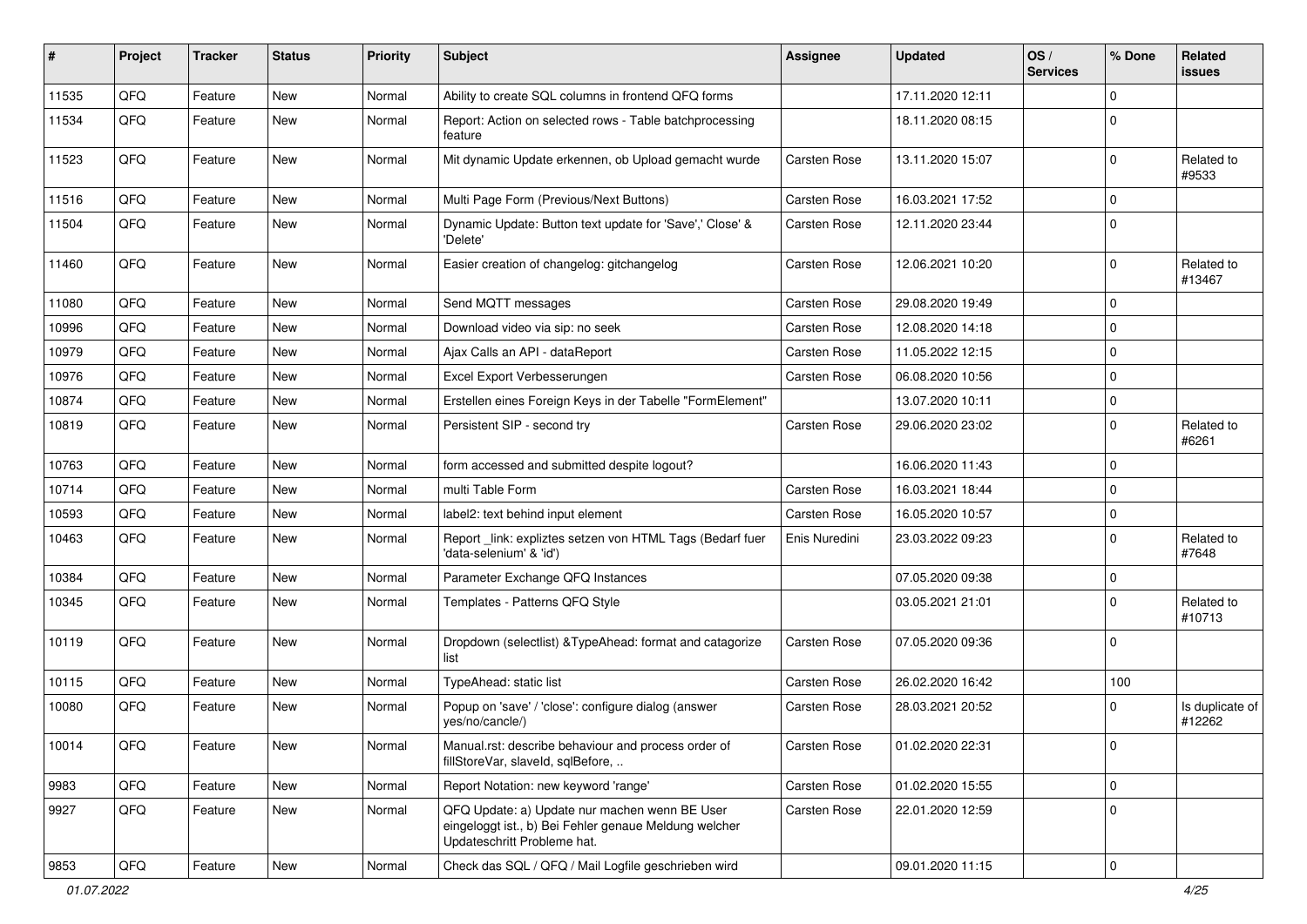| # | Project | Tracker | Status | Priority | Subject | Assignee | Updated | OS / Services | % Done | Related issues |
|---|---|---|---|---|---|---|---|---|---|---|
| 11535 | QFQ | Feature | New | Normal | Ability to create SQL columns in frontend QFQ forms | | 17.11.2020 12:11 | | 0 | |
| 11534 | QFQ | Feature | New | Normal | Report: Action on selected rows - Table batchprocessing feature | | 18.11.2020 08:15 | | 0 | |
| 11523 | QFQ | Feature | New | Normal | Mit dynamic Update erkennen, ob Upload gemacht wurde | Carsten Rose | 13.11.2020 15:07 | | 0 | Related to #9533 |
| 11516 | QFQ | Feature | New | Normal | Multi Page Form (Previous/Next Buttons) | Carsten Rose | 16.03.2021 17:52 | | 0 | |
| 11504 | QFQ | Feature | New | Normal | Dynamic Update: Button text update for 'Save',' Close' & 'Delete' | Carsten Rose | 12.11.2020 23:44 | | 0 | |
| 11460 | QFQ | Feature | New | Normal | Easier creation of changelog: gitchangelog | Carsten Rose | 12.06.2021 10:20 | | 0 | Related to #13467 |
| 11080 | QFQ | Feature | New | Normal | Send MQTT messages | Carsten Rose | 29.08.2020 19:49 | | 0 | |
| 10996 | QFQ | Feature | New | Normal | Download video via sip: no seek | Carsten Rose | 12.08.2020 14:18 | | 0 | |
| 10979 | QFQ | Feature | New | Normal | Ajax Calls an API - dataReport | Carsten Rose | 11.05.2022 12:15 | | 0 | |
| 10976 | QFQ | Feature | New | Normal | Excel Export Verbesserungen | Carsten Rose | 06.08.2020 10:56 | | 0 | |
| 10874 | QFQ | Feature | New | Normal | Erstellen eines Foreign Keys in der Tabelle "FormElement" | | 13.07.2020 10:11 | | 0 | |
| 10819 | QFQ | Feature | New | Normal | Persistent SIP - second try | Carsten Rose | 29.06.2020 23:02 | | 0 | Related to #6261 |
| 10763 | QFQ | Feature | New | Normal | form accessed and submitted despite logout? | | 16.06.2020 11:43 | | 0 | |
| 10714 | QFQ | Feature | New | Normal | multi Table Form | Carsten Rose | 16.03.2021 18:44 | | 0 | |
| 10593 | QFQ | Feature | New | Normal | label2: text behind input element | Carsten Rose | 16.05.2020 10:57 | | 0 | |
| 10463 | QFQ | Feature | New | Normal | Report _link: expliztes setzen von HTML Tags (Bedarf fuer 'data-selenium' & 'id') | Enis Nuredini | 23.03.2022 09:23 | | 0 | Related to #7648 |
| 10384 | QFQ | Feature | New | Normal | Parameter Exchange QFQ Instances | | 07.05.2020 09:38 | | 0 | |
| 10345 | QFQ | Feature | New | Normal | Templates - Patterns QFQ Style | | 03.05.2021 21:01 | | 0 | Related to #10713 |
| 10119 | QFQ | Feature | New | Normal | Dropdown (selectlist) &TypeAhead: format and catagorize list | Carsten Rose | 07.05.2020 09:36 | | 0 | |
| 10115 | QFQ | Feature | New | Normal | TypeAhead: static list | Carsten Rose | 26.02.2020 16:42 | | 100 | |
| 10080 | QFQ | Feature | New | Normal | Popup on 'save' / 'close': configure dialog (answer yes/no/cancle/) | Carsten Rose | 28.03.2021 20:52 | | 0 | Is duplicate of #12262 |
| 10014 | QFQ | Feature | New | Normal | Manual.rst: describe behaviour and process order of fillStoreVar, slaveId, sqlBefore, .. | Carsten Rose | 01.02.2020 22:31 | | 0 | |
| 9983 | QFQ | Feature | New | Normal | Report Notation: new keyword 'range' | Carsten Rose | 01.02.2020 15:55 | | 0 | |
| 9927 | QFQ | Feature | New | Normal | QFQ Update: a) Update nur machen wenn BE User eingeloggt ist., b) Bei Fehler genaue Meldung welcher Updateschritt Probleme hat. | Carsten Rose | 22.01.2020 12:59 | | 0 | |
| 9853 | QFQ | Feature | New | Normal | Check das SQL / QFQ / Mail Logfile geschrieben wird | | 09.01.2020 11:15 | | 0 | |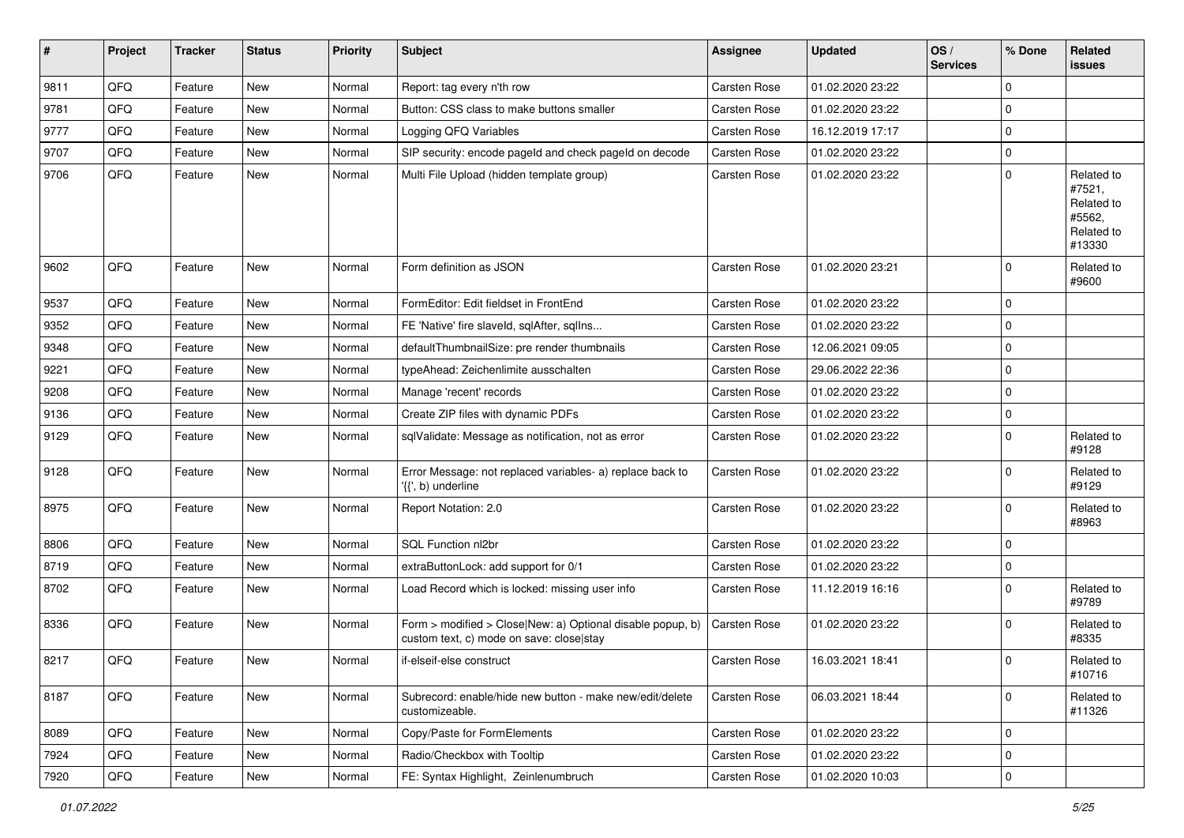| # | Project | Tracker | Status | Priority | Subject | Assignee | Updated | OS / Services | % Done | Related issues |
|---|---|---|---|---|---|---|---|---|---|---|
| 9811 | QFQ | Feature | New | Normal | Report: tag every n'th row | Carsten Rose | 01.02.2020 23:22 | | 0 | |
| 9781 | QFQ | Feature | New | Normal | Button: CSS class to make buttons smaller | Carsten Rose | 01.02.2020 23:22 | | 0 | |
| 9777 | QFQ | Feature | New | Normal | Logging QFQ Variables | Carsten Rose | 16.12.2019 17:17 | | 0 | |
| 9707 | QFQ | Feature | New | Normal | SIP security: encode pageId and check pageId on decode | Carsten Rose | 01.02.2020 23:22 | | 0 | |
| 9706 | QFQ | Feature | New | Normal | Multi File Upload (hidden template group) | Carsten Rose | 01.02.2020 23:22 | | 0 | Related to #7521, Related to #5562, Related to #13330 |
| 9602 | QFQ | Feature | New | Normal | Form definition as JSON | Carsten Rose | 01.02.2020 23:21 | | 0 | Related to #9600 |
| 9537 | QFQ | Feature | New | Normal | FormEditor: Edit fieldset in FrontEnd | Carsten Rose | 01.02.2020 23:22 | | 0 | |
| 9352 | QFQ | Feature | New | Normal | FE 'Native' fire slaveId, sqlAfter, sqlIns... | Carsten Rose | 01.02.2020 23:22 | | 0 | |
| 9348 | QFQ | Feature | New | Normal | defaultThumbnailSize: pre render thumbnails | Carsten Rose | 12.06.2021 09:05 | | 0 | |
| 9221 | QFQ | Feature | New | Normal | typeAhead: Zeichenlimite ausschalten | Carsten Rose | 29.06.2022 22:36 | | 0 | |
| 9208 | QFQ | Feature | New | Normal | Manage 'recent' records | Carsten Rose | 01.02.2020 23:22 | | 0 | |
| 9136 | QFQ | Feature | New | Normal | Create ZIP files with dynamic PDFs | Carsten Rose | 01.02.2020 23:22 | | 0 | |
| 9129 | QFQ | Feature | New | Normal | sqlValidate: Message as notification, not as error | Carsten Rose | 01.02.2020 23:22 | | 0 | Related to #9128 |
| 9128 | QFQ | Feature | New | Normal | Error Message: not replaced variables- a) replace back to '{{', b) underline | Carsten Rose | 01.02.2020 23:22 | | 0 | Related to #9129 |
| 8975 | QFQ | Feature | New | Normal | Report Notation: 2.0 | Carsten Rose | 01.02.2020 23:22 | | 0 | Related to #8963 |
| 8806 | QFQ | Feature | New | Normal | SQL Function nl2br | Carsten Rose | 01.02.2020 23:22 | | 0 | |
| 8719 | QFQ | Feature | New | Normal | extraButtonLock: add support for 0/1 | Carsten Rose | 01.02.2020 23:22 | | 0 | |
| 8702 | QFQ | Feature | New | Normal | Load Record which is locked: missing user info | Carsten Rose | 11.12.2019 16:16 | | 0 | Related to #9789 |
| 8336 | QFQ | Feature | New | Normal | Form > modified > Close\|New: a) Optional disable popup, b) custom text, c) mode on save: close\|stay | Carsten Rose | 01.02.2020 23:22 | | 0 | Related to #8335 |
| 8217 | QFQ | Feature | New | Normal | if-elseif-else construct | Carsten Rose | 16.03.2021 18:41 | | 0 | Related to #10716 |
| 8187 | QFQ | Feature | New | Normal | Subrecord: enable/hide new button - make new/edit/delete customizeable. | Carsten Rose | 06.03.2021 18:44 | | 0 | Related to #11326 |
| 8089 | QFQ | Feature | New | Normal | Copy/Paste for FormElements | Carsten Rose | 01.02.2020 23:22 | | 0 | |
| 7924 | QFQ | Feature | New | Normal | Radio/Checkbox with Tooltip | Carsten Rose | 01.02.2020 23:22 | | 0 | |
| 7920 | QFQ | Feature | New | Normal | FE: Syntax Highlight, Zeinlenumbruch | Carsten Rose | 01.02.2020 10:03 | | 0 | |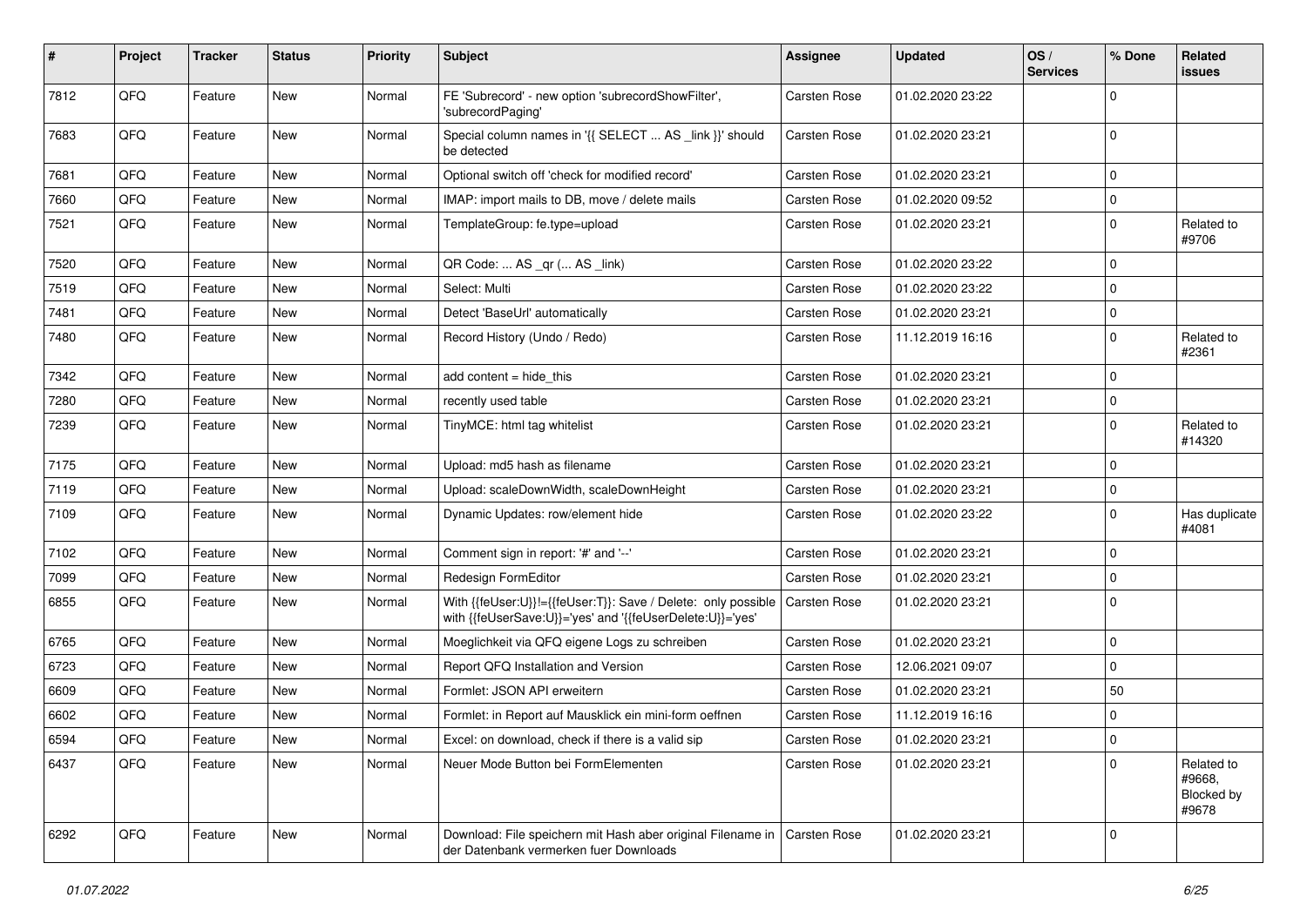| # | Project | Tracker | Status | Priority | Subject | Assignee | Updated | OS / Services | % Done | Related issues |
|---|---|---|---|---|---|---|---|---|---|---|
| 7812 | QFQ | Feature | New | Normal | FE 'Subrecord' - new option 'subrecordShowFilter', 'subrecordPaging' | Carsten Rose | 01.02.2020 23:22 | | 0 | |
| 7683 | QFQ | Feature | New | Normal | Special column names in '{{ SELECT ... AS _link }}' should be detected | Carsten Rose | 01.02.2020 23:21 | | 0 | |
| 7681 | QFQ | Feature | New | Normal | Optional switch off 'check for modified record' | Carsten Rose | 01.02.2020 23:21 | | 0 | |
| 7660 | QFQ | Feature | New | Normal | IMAP: import mails to DB, move / delete mails | Carsten Rose | 01.02.2020 09:52 | | 0 | |
| 7521 | QFQ | Feature | New | Normal | TemplateGroup: fe.type=upload | Carsten Rose | 01.02.2020 23:21 | | 0 | Related to #9706 |
| 7520 | QFQ | Feature | New | Normal | QR Code: ... AS _qr (... AS _link) | Carsten Rose | 01.02.2020 23:22 | | 0 | |
| 7519 | QFQ | Feature | New | Normal | Select: Multi | Carsten Rose | 01.02.2020 23:22 | | 0 | |
| 7481 | QFQ | Feature | New | Normal | Detect 'BaseUrl' automatically | Carsten Rose | 01.02.2020 23:21 | | 0 | |
| 7480 | QFQ | Feature | New | Normal | Record History (Undo / Redo) | Carsten Rose | 11.12.2019 16:16 | | 0 | Related to #2361 |
| 7342 | QFQ | Feature | New | Normal | add content = hide_this | Carsten Rose | 01.02.2020 23:21 | | 0 | |
| 7280 | QFQ | Feature | New | Normal | recently used table | Carsten Rose | 01.02.2020 23:21 | | 0 | |
| 7239 | QFQ | Feature | New | Normal | TinyMCE: html tag whitelist | Carsten Rose | 01.02.2020 23:21 | | 0 | Related to #14320 |
| 7175 | QFQ | Feature | New | Normal | Upload: md5 hash as filename | Carsten Rose | 01.02.2020 23:21 | | 0 | |
| 7119 | QFQ | Feature | New | Normal | Upload: scaleDownWidth, scaleDownHeight | Carsten Rose | 01.02.2020 23:21 | | 0 | |
| 7109 | QFQ | Feature | New | Normal | Dynamic Updates: row/element hide | Carsten Rose | 01.02.2020 23:22 | | 0 | Has duplicate #4081 |
| 7102 | QFQ | Feature | New | Normal | Comment sign in report: '#' and '--' | Carsten Rose | 01.02.2020 23:21 | | 0 | |
| 7099 | QFQ | Feature | New | Normal | Redesign FormEditor | Carsten Rose | 01.02.2020 23:21 | | 0 | |
| 6855 | QFQ | Feature | New | Normal | With {{feUser:U}}!={{feUser:T}}: Save / Delete: only possible with {{feUserSave:U}}='yes' and '{{feUserDelete:U}}='yes' | Carsten Rose | 01.02.2020 23:21 | | 0 | |
| 6765 | QFQ | Feature | New | Normal | Moeglichkeit via QFQ eigene Logs zu schreiben | Carsten Rose | 01.02.2020 23:21 | | 0 | |
| 6723 | QFQ | Feature | New | Normal | Report QFQ Installation and Version | Carsten Rose | 12.06.2021 09:07 | | 0 | |
| 6609 | QFQ | Feature | New | Normal | Formlet: JSON API erweitern | Carsten Rose | 01.02.2020 23:21 | | 50 | |
| 6602 | QFQ | Feature | New | Normal | Formlet: in Report auf Mausklick ein mini-form oeffnen | Carsten Rose | 11.12.2019 16:16 | | 0 | |
| 6594 | QFQ | Feature | New | Normal | Excel: on download, check if there is a valid sip | Carsten Rose | 01.02.2020 23:21 | | 0 | |
| 6437 | QFQ | Feature | New | Normal | Neuer Mode Button bei FormElementen | Carsten Rose | 01.02.2020 23:21 | | 0 | Related to #9668, Blocked by #9678 |
| 6292 | QFQ | Feature | New | Normal | Download: File speichern mit Hash aber original Filename in der Datenbank vermerken fuer Downloads | Carsten Rose | 01.02.2020 23:21 | | 0 | |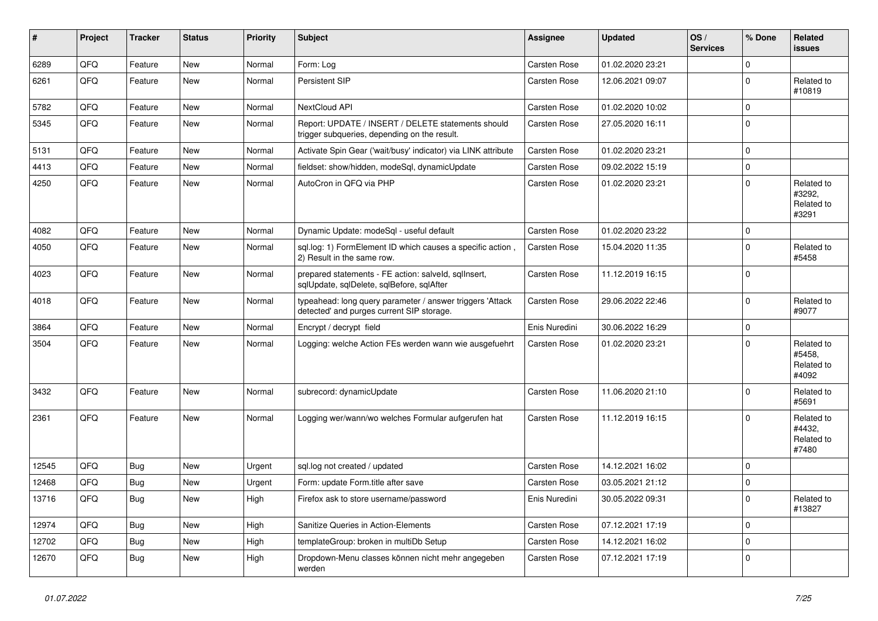| # | Project | Tracker | Status | Priority | Subject | Assignee | Updated | OS / Services | % Done | Related issues |
|---|---|---|---|---|---|---|---|---|---|---|
| 6289 | QFQ | Feature | New | Normal | Form: Log | Carsten Rose | 01.02.2020 23:21 | | 0 | |
| 6261 | QFQ | Feature | New | Normal | Persistent SIP | Carsten Rose | 12.06.2021 09:07 | | 0 | Related to #10819 |
| 5782 | QFQ | Feature | New | Normal | NextCloud API | Carsten Rose | 01.02.2020 10:02 | | 0 | |
| 5345 | QFQ | Feature | New | Normal | Report: UPDATE / INSERT / DELETE statements should trigger subqueries, depending on the result. | Carsten Rose | 27.05.2020 16:11 | | 0 | |
| 5131 | QFQ | Feature | New | Normal | Activate Spin Gear ('wait/busy' indicator) via LINK attribute | Carsten Rose | 01.02.2020 23:21 | | 0 | |
| 4413 | QFQ | Feature | New | Normal | fieldset: show/hidden, modeSql, dynamicUpdate | Carsten Rose | 09.02.2022 15:19 | | 0 | |
| 4250 | QFQ | Feature | New | Normal | AutoCron in QFQ via PHP | Carsten Rose | 01.02.2020 23:21 | | 0 | Related to #3292, Related to #3291 |
| 4082 | QFQ | Feature | New | Normal | Dynamic Update: modeSql - useful default | Carsten Rose | 01.02.2020 23:22 | | 0 | |
| 4050 | QFQ | Feature | New | Normal | sql.log: 1) FormElement ID which causes a specific action , 2) Result in the same row. | Carsten Rose | 15.04.2020 11:35 | | 0 | Related to #5458 |
| 4023 | QFQ | Feature | New | Normal | prepared statements - FE action: salveld, sqlInsert, sqlUpdate, sqlDelete, sqlBefore, sqlAfter | Carsten Rose | 11.12.2019 16:15 | | 0 | |
| 4018 | QFQ | Feature | New | Normal | typeahead: long query parameter / answer triggers 'Attack detected' and purges current SIP storage. | Carsten Rose | 29.06.2022 22:46 | | 0 | Related to #9077 |
| 3864 | QFQ | Feature | New | Normal | Encrypt / decrypt field | Enis Nuredini | 30.06.2022 16:29 | | 0 | |
| 3504 | QFQ | Feature | New | Normal | Logging: welche Action FEs werden wann wie ausgefuehrt | Carsten Rose | 01.02.2020 23:21 | | 0 | Related to #5458, Related to #4092 |
| 3432 | QFQ | Feature | New | Normal | subrecord: dynamicUpdate | Carsten Rose | 11.06.2020 21:10 | | 0 | Related to #5691 |
| 2361 | QFQ | Feature | New | Normal | Logging wer/wann/wo welches Formular aufgerufen hat | Carsten Rose | 11.12.2019 16:15 | | 0 | Related to #4432, Related to #7480 |
| 12545 | QFQ | Bug | New | Urgent | sql.log not created / updated | Carsten Rose | 14.12.2021 16:02 | | 0 | |
| 12468 | QFQ | Bug | New | Urgent | Form: update Form.title after save | Carsten Rose | 03.05.2021 21:12 | | 0 | |
| 13716 | QFQ | Bug | New | High | Firefox ask to store username/password | Enis Nuredini | 30.05.2022 09:31 | | 0 | Related to #13827 |
| 12974 | QFQ | Bug | New | High | Sanitize Queries in Action-Elements | Carsten Rose | 07.12.2021 17:19 | | 0 | |
| 12702 | QFQ | Bug | New | High | templateGroup: broken in multiDb Setup | Carsten Rose | 14.12.2021 16:02 | | 0 | |
| 12670 | QFQ | Bug | New | High | Dropdown-Menu classes können nicht mehr angegeben werden | Carsten Rose | 07.12.2021 17:19 | | 0 | |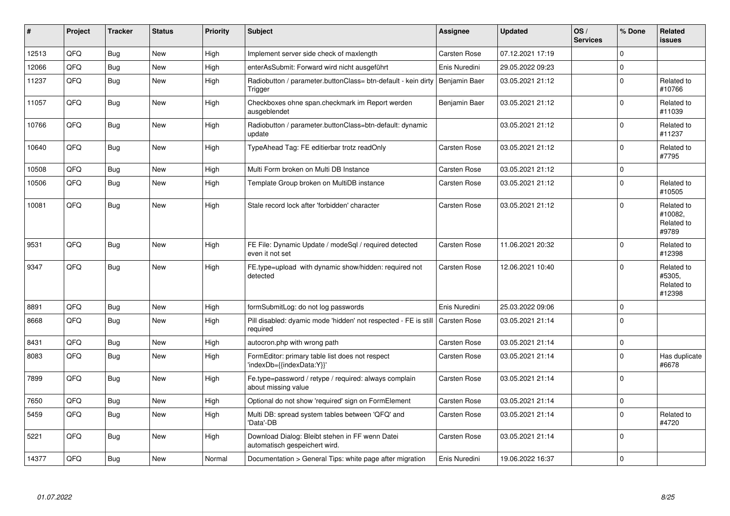| # | Project | Tracker | Status | Priority | Subject | Assignee | Updated | OS / Services | % Done | Related issues |
|---|---|---|---|---|---|---|---|---|---|---|
| 12513 | QFQ | Bug | New | High | Implement server side check of maxlength | Carsten Rose | 07.12.2021 17:19 | | 0 | |
| 12066 | QFQ | Bug | New | High | enterAsSubmit: Forward wird nicht ausgeführt | Enis Nuredini | 29.05.2022 09:23 | | 0 | |
| 11237 | QFQ | Bug | New | High | Radiobutton / parameter.buttonClass= btn-default - kein dirty Trigger | Benjamin Baer | 03.05.2021 21:12 | | 0 | Related to #10766 |
| 11057 | QFQ | Bug | New | High | Checkboxes ohne span.checkmark im Report werden ausgeblendet | Benjamin Baer | 03.05.2021 21:12 | | 0 | Related to #11039 |
| 10766 | QFQ | Bug | New | High | Radiobutton / parameter.buttonClass=btn-default: dynamic update | | 03.05.2021 21:12 | | 0 | Related to #11237 |
| 10640 | QFQ | Bug | New | High | TypeAhead Tag: FE editierbar trotz readOnly | Carsten Rose | 03.05.2021 21:12 | | 0 | Related to #7795 |
| 10508 | QFQ | Bug | New | High | Multi Form broken on Multi DB Instance | Carsten Rose | 03.05.2021 21:12 | | 0 | |
| 10506 | QFQ | Bug | New | High | Template Group broken on MultiDB instance | Carsten Rose | 03.05.2021 21:12 | | 0 | Related to #10505 |
| 10081 | QFQ | Bug | New | High | Stale record lock after 'forbidden' character | Carsten Rose | 03.05.2021 21:12 | | 0 | Related to #10082, Related to #9789 |
| 9531 | QFQ | Bug | New | High | FE File: Dynamic Update / modeSql / required detected even it not set | Carsten Rose | 11.06.2021 20:32 | | 0 | Related to #12398 |
| 9347 | QFQ | Bug | New | High | FE.type=upload with dynamic show/hidden: required not detected | Carsten Rose | 12.06.2021 10:40 | | 0 | Related to #5305, Related to #12398 |
| 8891 | QFQ | Bug | New | High | formSubmitLog: do not log passwords | Enis Nuredini | 25.03.2022 09:06 | | 0 | |
| 8668 | QFQ | Bug | New | High | Pill disabled: dyamic mode 'hidden' not respected - FE is still required | Carsten Rose | 03.05.2021 21:14 | | 0 | |
| 8431 | QFQ | Bug | New | High | autocron.php with wrong path | Carsten Rose | 03.05.2021 21:14 | | 0 | |
| 8083 | QFQ | Bug | New | High | FormEditor: primary table list does not respect 'indexDb={{indexData:Y}}' | Carsten Rose | 03.05.2021 21:14 | | 0 | Has duplicate #6678 |
| 7899 | QFQ | Bug | New | High | Fe.type=password / retype / required: always complain about missing value | Carsten Rose | 03.05.2021 21:14 | | 0 | |
| 7650 | QFQ | Bug | New | High | Optional do not show 'required' sign on FormElement | Carsten Rose | 03.05.2021 21:14 | | 0 | |
| 5459 | QFQ | Bug | New | High | Multi DB: spread system tables between 'QFQ' and 'Data'-DB | Carsten Rose | 03.05.2021 21:14 | | 0 | Related to #4720 |
| 5221 | QFQ | Bug | New | High | Download Dialog: Bleibt stehen in FF wenn Datei automatisch gespeichert wird. | Carsten Rose | 03.05.2021 21:14 | | 0 | |
| 14377 | QFQ | Bug | New | Normal | Documentation > General Tips: white page after migration | Enis Nuredini | 19.06.2022 16:37 | | 0 | |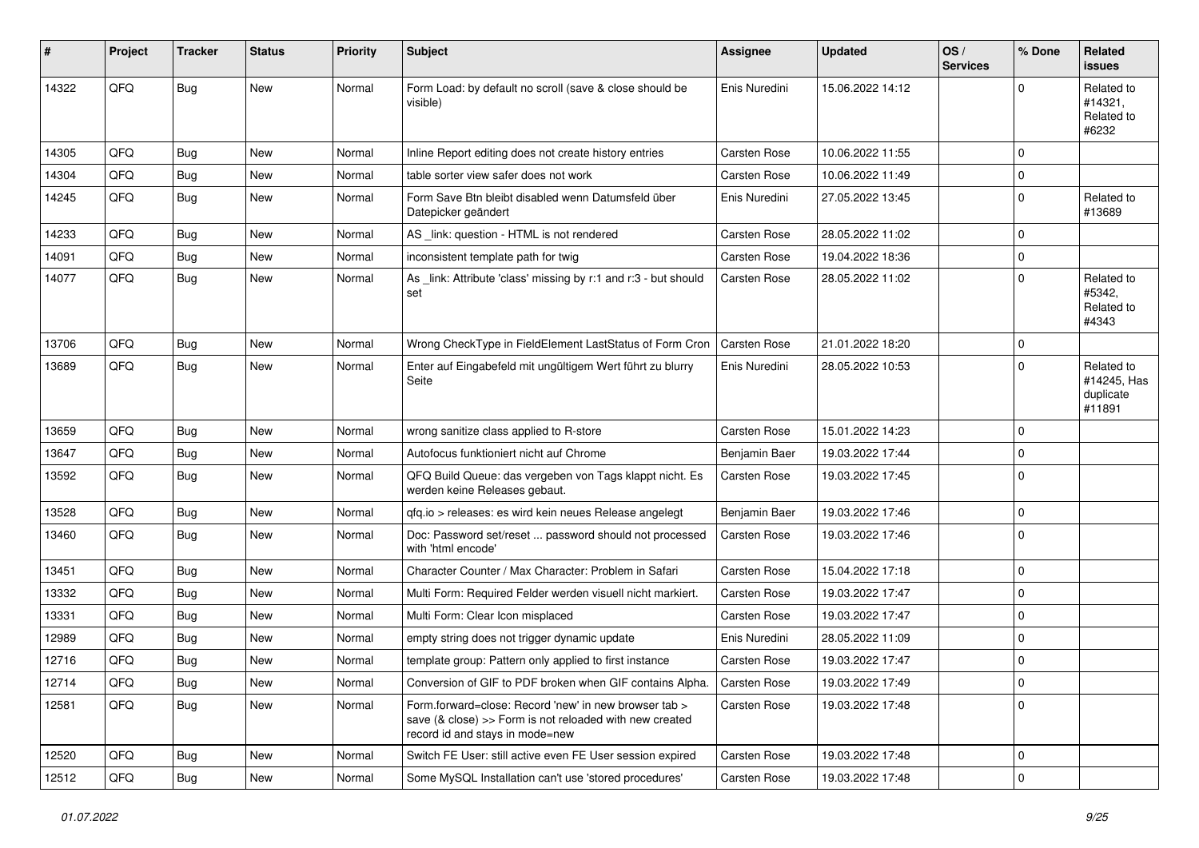| # | Project | Tracker | Status | Priority | Subject | Assignee | Updated | OS / Services | % Done | Related issues |
|---|---|---|---|---|---|---|---|---|---|---|
| 14322 | QFQ | Bug | New | Normal | Form Load: by default no scroll (save & close should be visible) | Enis Nuredini | 15.06.2022 14:12 | | 0 | Related to #14321, Related to #6232 |
| 14305 | QFQ | Bug | New | Normal | Inline Report editing does not create history entries | Carsten Rose | 10.06.2022 11:55 | | 0 | |
| 14304 | QFQ | Bug | New | Normal | table sorter view safer does not work | Carsten Rose | 10.06.2022 11:49 | | 0 | |
| 14245 | QFQ | Bug | New | Normal | Form Save Btn bleibt disabled wenn Datumsfeld über Datepicker geändert | Enis Nuredini | 27.05.2022 13:45 | | 0 | Related to #13689 |
| 14233 | QFQ | Bug | New | Normal | AS _link: question - HTML is not rendered | Carsten Rose | 28.05.2022 11:02 | | 0 | |
| 14091 | QFQ | Bug | New | Normal | inconsistent template path for twig | Carsten Rose | 19.04.2022 18:36 | | 0 | |
| 14077 | QFQ | Bug | New | Normal | As _link: Attribute 'class' missing by r:1 and r:3 - but should set | Carsten Rose | 28.05.2022 11:02 | | 0 | Related to #5342, Related to #4343 |
| 13706 | QFQ | Bug | New | Normal | Wrong CheckType in FieldElement LastStatus of Form Cron | Carsten Rose | 21.01.2022 18:20 | | 0 | |
| 13689 | QFQ | Bug | New | Normal | Enter auf Eingabefeld mit ungültigem Wert führt zu blurry Seite | Enis Nuredini | 28.05.2022 10:53 | | 0 | Related to #14245, Has duplicate #11891 |
| 13659 | QFQ | Bug | New | Normal | wrong sanitize class applied to R-store | Carsten Rose | 15.01.2022 14:23 | | 0 | |
| 13647 | QFQ | Bug | New | Normal | Autofocus funktioniert nicht auf Chrome | Benjamin Baer | 19.03.2022 17:44 | | 0 | |
| 13592 | QFQ | Bug | New | Normal | QFQ Build Queue: das vergeben von Tags klappt nicht. Es werden keine Releases gebaut. | Carsten Rose | 19.03.2022 17:45 | | 0 | |
| 13528 | QFQ | Bug | New | Normal | qfq.io > releases: es wird kein neues Release angelegt | Benjamin Baer | 19.03.2022 17:46 | | 0 | |
| 13460 | QFQ | Bug | New | Normal | Doc: Password set/reset ... password should not processed with 'html encode' | Carsten Rose | 19.03.2022 17:46 | | 0 | |
| 13451 | QFQ | Bug | New | Normal | Character Counter / Max Character: Problem in Safari | Carsten Rose | 15.04.2022 17:18 | | 0 | |
| 13332 | QFQ | Bug | New | Normal | Multi Form: Required Felder werden visuell nicht markiert. | Carsten Rose | 19.03.2022 17:47 | | 0 | |
| 13331 | QFQ | Bug | New | Normal | Multi Form: Clear Icon misplaced | Carsten Rose | 19.03.2022 17:47 | | 0 | |
| 12989 | QFQ | Bug | New | Normal | empty string does not trigger dynamic update | Enis Nuredini | 28.05.2022 11:09 | | 0 | |
| 12716 | QFQ | Bug | New | Normal | template group: Pattern only applied to first instance | Carsten Rose | 19.03.2022 17:47 | | 0 | |
| 12714 | QFQ | Bug | New | Normal | Conversion of GIF to PDF broken when GIF contains Alpha. | Carsten Rose | 19.03.2022 17:49 | | 0 | |
| 12581 | QFQ | Bug | New | Normal | Form.forward=close: Record 'new' in new browser tab > save (& close) >> Form is not reloaded with new created record id and stays in mode=new | Carsten Rose | 19.03.2022 17:48 | | 0 | |
| 12520 | QFQ | Bug | New | Normal | Switch FE User: still active even FE User session expired | Carsten Rose | 19.03.2022 17:48 | | 0 | |
| 12512 | QFQ | Bug | New | Normal | Some MySQL Installation can't use 'stored procedures' | Carsten Rose | 19.03.2022 17:48 | | 0 | |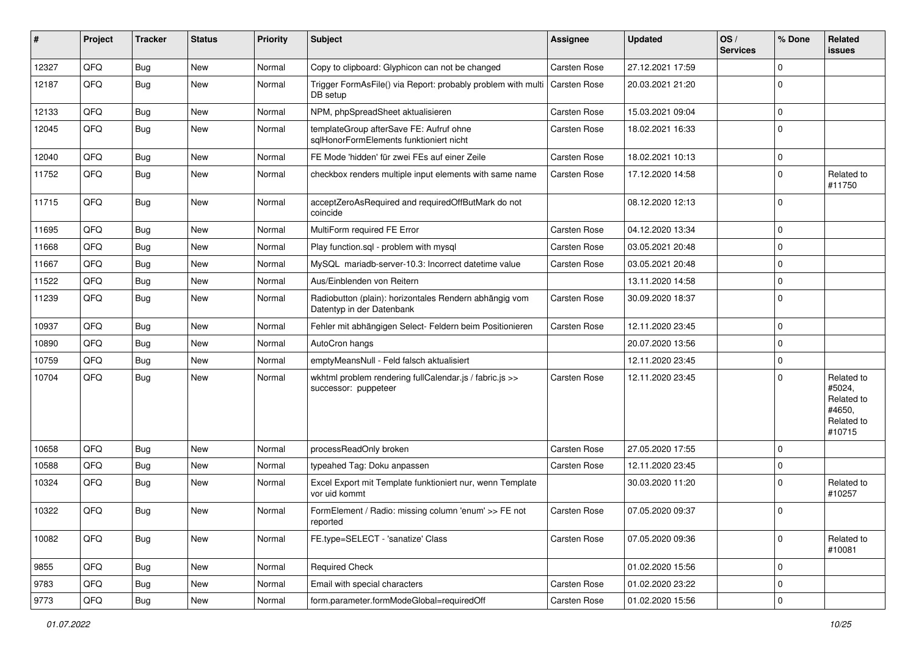| # | Project | Tracker | Status | Priority | Subject | Assignee | Updated | OS / Services | % Done | Related issues |
|---|---|---|---|---|---|---|---|---|---|---|
| 12327 | QFQ | Bug | New | Normal | Copy to clipboard: Glyphicon can not be changed | Carsten Rose | 27.12.2021 17:59 | | 0 | |
| 12187 | QFQ | Bug | New | Normal | Trigger FormAsFile() via Report: probably problem with multi DB setup | Carsten Rose | 20.03.2021 21:20 | | 0 | |
| 12133 | QFQ | Bug | New | Normal | NPM, phpSpreadSheet aktualisieren | Carsten Rose | 15.03.2021 09:04 | | 0 | |
| 12045 | QFQ | Bug | New | Normal | templateGroup afterSave FE: Aufruf ohne sqlHonorFormElements funktioniert nicht | Carsten Rose | 18.02.2021 16:33 | | 0 | |
| 12040 | QFQ | Bug | New | Normal | FE Mode 'hidden' für zwei FEs auf einer Zeile | Carsten Rose | 18.02.2021 10:13 | | 0 | |
| 11752 | QFQ | Bug | New | Normal | checkbox renders multiple input elements with same name | Carsten Rose | 17.12.2020 14:58 | | 0 | Related to #11750 |
| 11715 | QFQ | Bug | New | Normal | acceptZeroAsRequired and requiredOffButMark do not coincide | | 08.12.2020 12:13 | | 0 | |
| 11695 | QFQ | Bug | New | Normal | MultiForm required FE Error | Carsten Rose | 04.12.2020 13:34 | | 0 | |
| 11668 | QFQ | Bug | New | Normal | Play function.sql - problem with mysql | Carsten Rose | 03.05.2021 20:48 | | 0 | |
| 11667 | QFQ | Bug | New | Normal | MySQL mariadb-server-10.3: Incorrect datetime value | Carsten Rose | 03.05.2021 20:48 | | 0 | |
| 11522 | QFQ | Bug | New | Normal | Aus/Einblenden von Reitern | | 13.11.2020 14:58 | | 0 | |
| 11239 | QFQ | Bug | New | Normal | Radiobutton (plain): horizontales Rendern abhängig vom Datentyp in der Datenbank | Carsten Rose | 30.09.2020 18:37 | | 0 | |
| 10937 | QFQ | Bug | New | Normal | Fehler mit abhängigen Select- Feldern beim Positionieren | Carsten Rose | 12.11.2020 23:45 | | 0 | |
| 10890 | QFQ | Bug | New | Normal | AutoCron hangs | | 20.07.2020 13:56 | | 0 | |
| 10759 | QFQ | Bug | New | Normal | emptyMeansNull - Feld falsch aktualisiert | | 12.11.2020 23:45 | | 0 | |
| 10704 | QFQ | Bug | New | Normal | wkhtml problem rendering fullCalendar.js / fabric.js >> successor: puppeteer | Carsten Rose | 12.11.2020 23:45 | | 0 | Related to #5024, Related to #4650, Related to #10715 |
| 10658 | QFQ | Bug | New | Normal | processReadOnly broken | Carsten Rose | 27.05.2020 17:55 | | 0 | |
| 10588 | QFQ | Bug | New | Normal | typeahed Tag: Doku anpassen | Carsten Rose | 12.11.2020 23:45 | | 0 | |
| 10324 | QFQ | Bug | New | Normal | Excel Export mit Template funktioniert nur, wenn Template vor uid kommt | | 30.03.2020 11:20 | | 0 | Related to #10257 |
| 10322 | QFQ | Bug | New | Normal | FormElement / Radio: missing column 'enum' >> FE not reported | Carsten Rose | 07.05.2020 09:37 | | 0 | |
| 10082 | QFQ | Bug | New | Normal | FE.type=SELECT - 'sanatize' Class | Carsten Rose | 07.05.2020 09:36 | | 0 | Related to #10081 |
| 9855 | QFQ | Bug | New | Normal | Required Check | | 01.02.2020 15:56 | | 0 | |
| 9783 | QFQ | Bug | New | Normal | Email with special characters | Carsten Rose | 01.02.2020 23:22 | | 0 | |
| 9773 | QFQ | Bug | New | Normal | form.parameter.formModeGlobal=requiredOff | Carsten Rose | 01.02.2020 15:56 | | 0 | |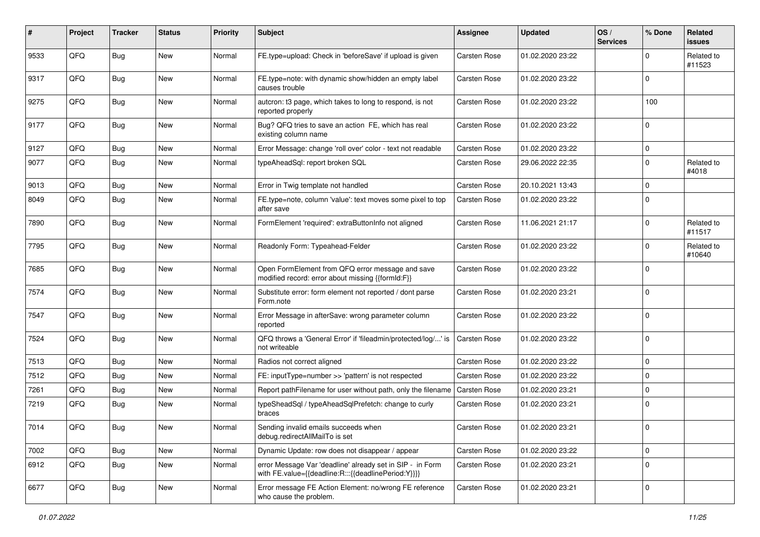| # | Project | Tracker | Status | Priority | Subject | Assignee | Updated | OS / Services | % Done | Related issues |
|---|---|---|---|---|---|---|---|---|---|---|
| 9533 | QFQ | Bug | New | Normal | FE.type=upload: Check in 'beforeSave' if upload is given | Carsten Rose | 01.02.2020 23:22 | | 0 | Related to #11523 |
| 9317 | QFQ | Bug | New | Normal | FE.type=note: with dynamic show/hidden an empty label causes trouble | Carsten Rose | 01.02.2020 23:22 | | 0 | |
| 9275 | QFQ | Bug | New | Normal | autcron: t3 page, which takes to long to respond, is not reported properly | Carsten Rose | 01.02.2020 23:22 | | 100 | |
| 9177 | QFQ | Bug | New | Normal | Bug? QFQ tries to save an action FE, which has real existing column name | Carsten Rose | 01.02.2020 23:22 | | 0 | |
| 9127 | QFQ | Bug | New | Normal | Error Message: change 'roll over' color - text not readable | Carsten Rose | 01.02.2020 23:22 | | 0 | |
| 9077 | QFQ | Bug | New | Normal | typeAheadSql: report broken SQL | Carsten Rose | 29.06.2022 22:35 | | 0 | Related to #4018 |
| 9013 | QFQ | Bug | New | Normal | Error in Twig template not handled | Carsten Rose | 20.10.2021 13:43 | | 0 | |
| 8049 | QFQ | Bug | New | Normal | FE.type=note, column 'value': text moves some pixel to top after save | Carsten Rose | 01.02.2020 23:22 | | 0 | |
| 7890 | QFQ | Bug | New | Normal | FormElement 'required': extraButtonInfo not aligned | Carsten Rose | 11.06.2021 21:17 | | 0 | Related to #11517 |
| 7795 | QFQ | Bug | New | Normal | Readonly Form: Typeahead-Felder | Carsten Rose | 01.02.2020 23:22 | | 0 | Related to #10640 |
| 7685 | QFQ | Bug | New | Normal | Open FormElement from QFQ error message and save modified record: error about missing {{formId:F}} | Carsten Rose | 01.02.2020 23:22 | | 0 | |
| 7574 | QFQ | Bug | New | Normal | Substitute error: form element not reported / dont parse Form.note | Carsten Rose | 01.02.2020 23:21 | | 0 | |
| 7547 | QFQ | Bug | New | Normal | Error Message in afterSave: wrong parameter column reported | Carsten Rose | 01.02.2020 23:22 | | 0 | |
| 7524 | QFQ | Bug | New | Normal | QFQ throws a 'General Error' if 'fileadmin/protected/log/...' is not writeable | Carsten Rose | 01.02.2020 23:22 | | 0 | |
| 7513 | QFQ | Bug | New | Normal | Radios not correct aligned | Carsten Rose | 01.02.2020 23:22 | | 0 | |
| 7512 | QFQ | Bug | New | Normal | FE: inputType=number >> 'pattern' is not respected | Carsten Rose | 01.02.2020 23:22 | | 0 | |
| 7261 | QFQ | Bug | New | Normal | Report pathFilename for user without path, only the filename | Carsten Rose | 01.02.2020 23:21 | | 0 | |
| 7219 | QFQ | Bug | New | Normal | typeSheadSql / typeAheadSqlPrefetch: change to curly braces | Carsten Rose | 01.02.2020 23:21 | | 0 | |
| 7014 | QFQ | Bug | New | Normal | Sending invalid emails succeeds when debug.redirectAllMailTo is set | Carsten Rose | 01.02.2020 23:21 | | 0 | |
| 7002 | QFQ | Bug | New | Normal | Dynamic Update: row does not disappear / appear | Carsten Rose | 01.02.2020 23:22 | | 0 | |
| 6912 | QFQ | Bug | New | Normal | error Message Var 'deadline' already set in SIP - in Form with FE.value={{deadline:R:::{{deadlinePeriod:Y}}}} | Carsten Rose | 01.02.2020 23:21 | | 0 | |
| 6677 | QFQ | Bug | New | Normal | Error message FE Action Element: no/wrong FE reference who cause the problem. | Carsten Rose | 01.02.2020 23:21 | | 0 | |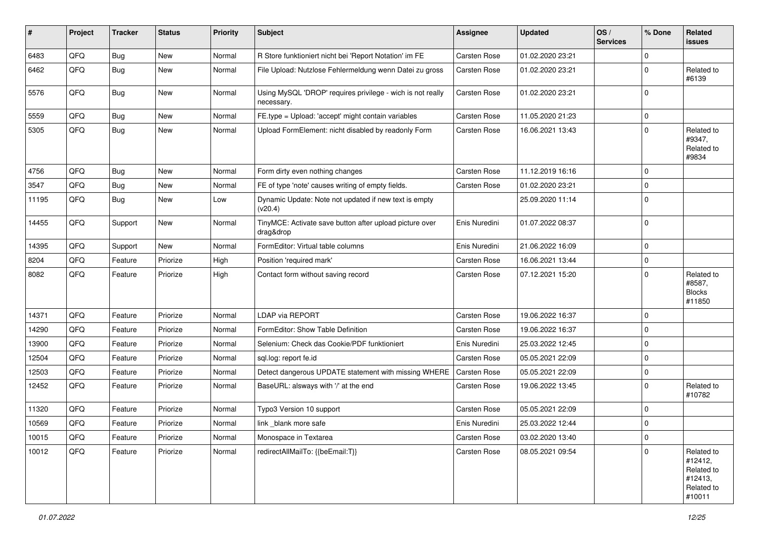| # | Project | Tracker | Status | Priority | Subject | Assignee | Updated | OS / Services | % Done | Related issues |
|---|---|---|---|---|---|---|---|---|---|---|
| 6483 | QFQ | Bug | New | Normal | R Store funktioniert nicht bei 'Report Notation' im FE | Carsten Rose | 01.02.2020 23:21 | | 0 | |
| 6462 | QFQ | Bug | New | Normal | File Upload: Nutzlose Fehlermeldung wenn Datei zu gross | Carsten Rose | 01.02.2020 23:21 | | 0 | Related to #6139 |
| 5576 | QFQ | Bug | New | Normal | Using MySQL 'DROP' requires privilege - wich is not really necessary. | Carsten Rose | 01.02.2020 23:21 | | 0 | |
| 5559 | QFQ | Bug | New | Normal | FE.type = Upload: 'accept' might contain variables | Carsten Rose | 11.05.2020 21:23 | | 0 | |
| 5305 | QFQ | Bug | New | Normal | Upload FormElement: nicht disabled by readonly Form | Carsten Rose | 16.06.2021 13:43 | | 0 | Related to #9347, Related to #9834 |
| 4756 | QFQ | Bug | New | Normal | Form dirty even nothing changes | Carsten Rose | 11.12.2019 16:16 | | 0 | |
| 3547 | QFQ | Bug | New | Normal | FE of type 'note' causes writing of empty fields. | Carsten Rose | 01.02.2020 23:21 | | 0 | |
| 11195 | QFQ | Bug | New | Low | Dynamic Update: Note not updated if new text is empty (v20.4) | | 25.09.2020 11:14 | | 0 | |
| 14455 | QFQ | Support | New | Normal | TinyMCE: Activate save button after upload picture over drag&drop | Enis Nuredini | 01.07.2022 08:37 | | 0 | |
| 14395 | QFQ | Support | New | Normal | FormEditor: Virtual table columns | Enis Nuredini | 21.06.2022 16:09 | | 0 | |
| 8204 | QFQ | Feature | Priorize | High | Position 'required mark' | Carsten Rose | 16.06.2021 13:44 | | 0 | |
| 8082 | QFQ | Feature | Priorize | High | Contact form without saving record | Carsten Rose | 07.12.2021 15:20 | | 0 | Related to #8587, Blocks #11850 |
| 14371 | QFQ | Feature | Priorize | Normal | LDAP via REPORT | Carsten Rose | 19.06.2022 16:37 | | 0 | |
| 14290 | QFQ | Feature | Priorize | Normal | FormEditor: Show Table Definition | Carsten Rose | 19.06.2022 16:37 | | 0 | |
| 13900 | QFQ | Feature | Priorize | Normal | Selenium: Check das Cookie/PDF funktioniert | Enis Nuredini | 25.03.2022 12:45 | | 0 | |
| 12504 | QFQ | Feature | Priorize | Normal | sql.log: report fe.id | Carsten Rose | 05.05.2021 22:09 | | 0 | |
| 12503 | QFQ | Feature | Priorize | Normal | Detect dangerous UPDATE statement with missing WHERE | Carsten Rose | 05.05.2021 22:09 | | 0 | |
| 12452 | QFQ | Feature | Priorize | Normal | BaseURL: alsways with '/' at the end | Carsten Rose | 19.06.2022 13:45 | | 0 | Related to #10782 |
| 11320 | QFQ | Feature | Priorize | Normal | Typo3 Version 10 support | Carsten Rose | 05.05.2021 22:09 | | 0 | |
| 10569 | QFQ | Feature | Priorize | Normal | link _blank more safe | Enis Nuredini | 25.03.2022 12:44 | | 0 | |
| 10015 | QFQ | Feature | Priorize | Normal | Monospace in Textarea | Carsten Rose | 03.02.2020 13:40 | | 0 | |
| 10012 | QFQ | Feature | Priorize | Normal | redirectAllMailTo: {{beEmail:T}} | Carsten Rose | 08.05.2021 09:54 | | 0 | Related to #12412, Related to #12413, Related to #10011 |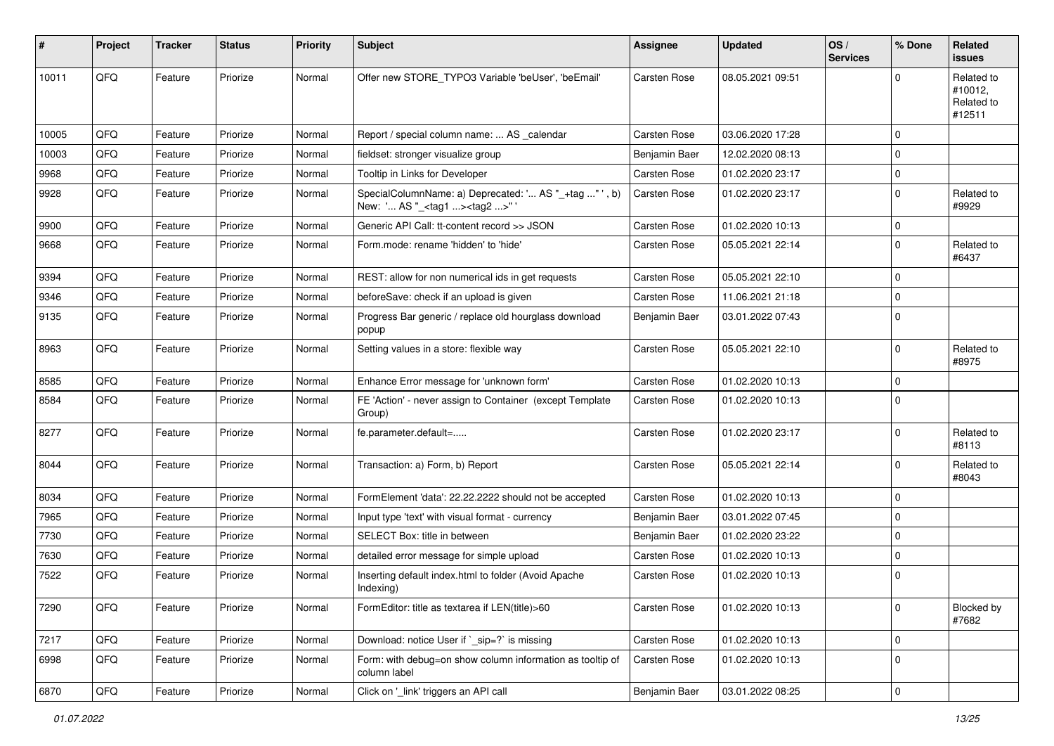| # | Project | Tracker | Status | Priority | Subject | Assignee | Updated | OS / Services | % Done | Related issues |
|---|---|---|---|---|---|---|---|---|---|---|
| 10011 | QFQ | Feature | Priorize | Normal | Offer new STORE_TYPO3 Variable 'beUser', 'beEmail' | Carsten Rose | 08.05.2021 09:51 | | 0 | Related to #10012, Related to #12511 |
| 10005 | QFQ | Feature | Priorize | Normal | Report / special column name: ... AS _calendar | Carsten Rose | 03.06.2020 17:28 | | 0 | |
| 10003 | QFQ | Feature | Priorize | Normal | fieldset: stronger visualize group | Benjamin Baer | 12.02.2020 08:13 | | 0 | |
| 9968 | QFQ | Feature | Priorize | Normal | Tooltip in Links for Developer | Carsten Rose | 01.02.2020 23:17 | | 0 | |
| 9928 | QFQ | Feature | Priorize | Normal | SpecialColumnName: a) Deprecated: '... AS "_+tag ..." ', b) New: '... AS "_<tag1 ...><tag2 ...>" ' | Carsten Rose | 01.02.2020 23:17 | | 0 | Related to #9929 |
| 9900 | QFQ | Feature | Priorize | Normal | Generic API Call: tt-content record >> JSON | Carsten Rose | 01.02.2020 10:13 | | 0 | |
| 9668 | QFQ | Feature | Priorize | Normal | Form.mode: rename 'hidden' to 'hide' | Carsten Rose | 05.05.2021 22:14 | | 0 | Related to #6437 |
| 9394 | QFQ | Feature | Priorize | Normal | REST: allow for non numerical ids in get requests | Carsten Rose | 05.05.2021 22:10 | | 0 | |
| 9346 | QFQ | Feature | Priorize | Normal | beforeSave: check if an upload is given | Carsten Rose | 11.06.2021 21:18 | | 0 | |
| 9135 | QFQ | Feature | Priorize | Normal | Progress Bar generic / replace old hourglass download popup | Benjamin Baer | 03.01.2022 07:43 | | 0 | |
| 8963 | QFQ | Feature | Priorize | Normal | Setting values in a store: flexible way | Carsten Rose | 05.05.2021 22:10 | | 0 | Related to #8975 |
| 8585 | QFQ | Feature | Priorize | Normal | Enhance Error message for 'unknown form' | Carsten Rose | 01.02.2020 10:13 | | 0 | |
| 8584 | QFQ | Feature | Priorize | Normal | FE 'Action' - never assign to Container (except Template Group) | Carsten Rose | 01.02.2020 10:13 | | 0 | |
| 8277 | QFQ | Feature | Priorize | Normal | fe.parameter.default=..... | Carsten Rose | 01.02.2020 23:17 | | 0 | Related to #8113 |
| 8044 | QFQ | Feature | Priorize | Normal | Transaction: a) Form, b) Report | Carsten Rose | 05.05.2021 22:14 | | 0 | Related to #8043 |
| 8034 | QFQ | Feature | Priorize | Normal | FormElement 'data': 22.22.2222 should not be accepted | Carsten Rose | 01.02.2020 10:13 | | 0 | |
| 7965 | QFQ | Feature | Priorize | Normal | Input type 'text' with visual format - currency | Benjamin Baer | 03.01.2022 07:45 | | 0 | |
| 7730 | QFQ | Feature | Priorize | Normal | SELECT Box: title in between | Benjamin Baer | 01.02.2020 23:22 | | 0 | |
| 7630 | QFQ | Feature | Priorize | Normal | detailed error message for simple upload | Carsten Rose | 01.02.2020 10:13 | | 0 | |
| 7522 | QFQ | Feature | Priorize | Normal | Inserting default index.html to folder (Avoid Apache Indexing) | Carsten Rose | 01.02.2020 10:13 | | 0 | |
| 7290 | QFQ | Feature | Priorize | Normal | FormEditor: title as textarea if LEN(title)>60 | Carsten Rose | 01.02.2020 10:13 | | 0 | Blocked by #7682 |
| 7217 | QFQ | Feature | Priorize | Normal | Download: notice User if `_sip=?` is missing | Carsten Rose | 01.02.2020 10:13 | | 0 | |
| 6998 | QFQ | Feature | Priorize | Normal | Form: with debug=on show column information as tooltip of column label | Carsten Rose | 01.02.2020 10:13 | | 0 | |
| 6870 | QFQ | Feature | Priorize | Normal | Click on '_link' triggers an API call | Benjamin Baer | 03.01.2022 08:25 | | 0 | |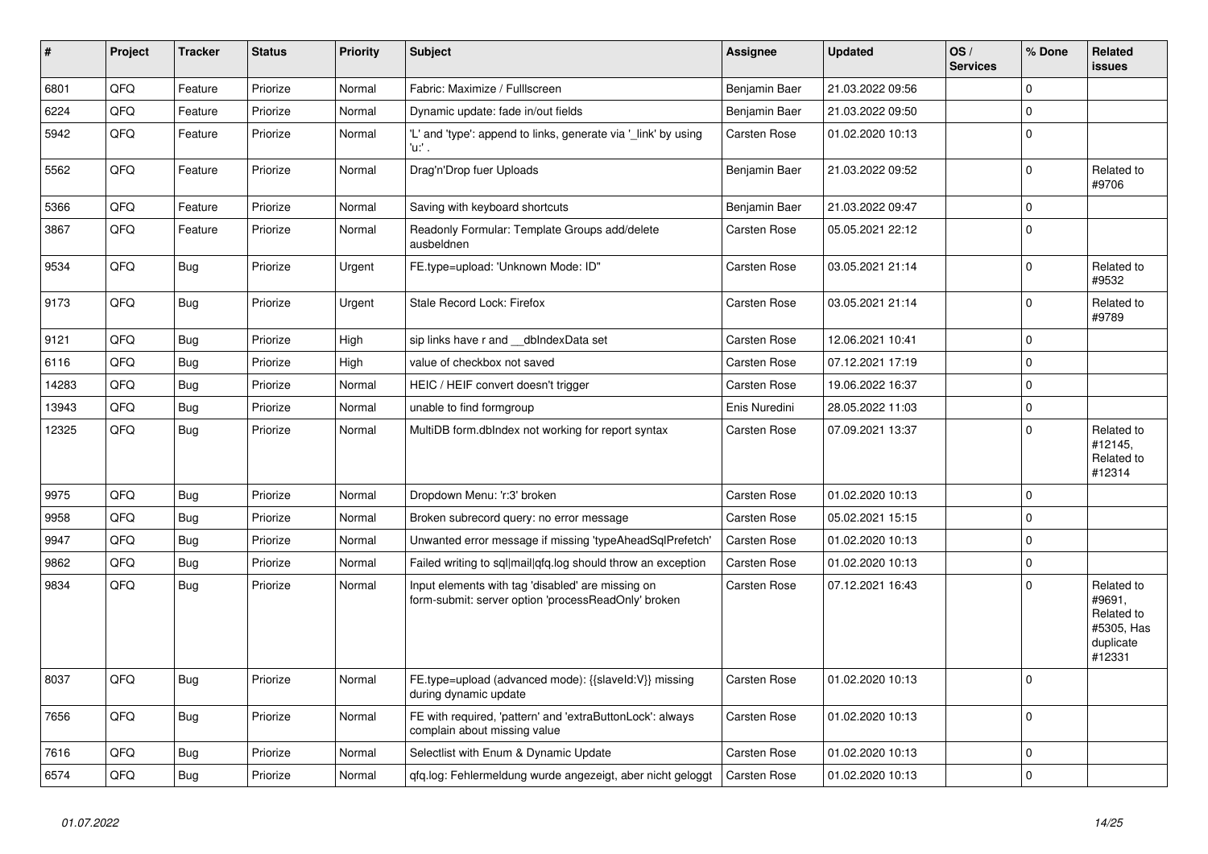| # | Project | Tracker | Status | Priority | Subject | Assignee | Updated | OS / Services | % Done | Related issues |
|---|---|---|---|---|---|---|---|---|---|---|
| 6801 | QFQ | Feature | Priorize | Normal | Fabric: Maximize / Fulllscreen | Benjamin Baer | 21.03.2022 09:56 | | 0 | |
| 6224 | QFQ | Feature | Priorize | Normal | Dynamic update: fade in/out fields | Benjamin Baer | 21.03.2022 09:50 | | 0 | |
| 5942 | QFQ | Feature | Priorize | Normal | 'L' and 'type': append to links, generate via '_link' by using 'u:' . | Carsten Rose | 01.02.2020 10:13 | | 0 | |
| 5562 | QFQ | Feature | Priorize | Normal | Drag'n'Drop fuer Uploads | Benjamin Baer | 21.03.2022 09:52 | | 0 | Related to #9706 |
| 5366 | QFQ | Feature | Priorize | Normal | Saving with keyboard shortcuts | Benjamin Baer | 21.03.2022 09:47 | | 0 | |
| 3867 | QFQ | Feature | Priorize | Normal | Readonly Formular: Template Groups add/delete ausbeldnen | Carsten Rose | 05.05.2021 22:12 | | 0 | |
| 9534 | QFQ | Bug | Priorize | Urgent | FE.type=upload: 'Unknown Mode: ID" | Carsten Rose | 03.05.2021 21:14 | | 0 | Related to #9532 |
| 9173 | QFQ | Bug | Priorize | Urgent | Stale Record Lock: Firefox | Carsten Rose | 03.05.2021 21:14 | | 0 | Related to #9789 |
| 9121 | QFQ | Bug | Priorize | High | sip links have r and __dbIndexData set | Carsten Rose | 12.06.2021 10:41 | | 0 | |
| 6116 | QFQ | Bug | Priorize | High | value of checkbox not saved | Carsten Rose | 07.12.2021 17:19 | | 0 | |
| 14283 | QFQ | Bug | Priorize | Normal | HEIC / HEIF convert doesn't trigger | Carsten Rose | 19.06.2022 16:37 | | 0 | |
| 13943 | QFQ | Bug | Priorize | Normal | unable to find formgroup | Enis Nuredini | 28.05.2022 11:03 | | 0 | |
| 12325 | QFQ | Bug | Priorize | Normal | MultiDB form.dbIndex not working for report syntax | Carsten Rose | 07.09.2021 13:37 | | 0 | Related to #12145, Related to #12314 |
| 9975 | QFQ | Bug | Priorize | Normal | Dropdown Menu: 'r:3' broken | Carsten Rose | 01.02.2020 10:13 | | 0 | |
| 9958 | QFQ | Bug | Priorize | Normal | Broken subrecord query: no error message | Carsten Rose | 05.02.2021 15:15 | | 0 | |
| 9947 | QFQ | Bug | Priorize | Normal | Unwanted error message if missing 'typeAheadSqlPrefetch' | Carsten Rose | 01.02.2020 10:13 | | 0 | |
| 9862 | QFQ | Bug | Priorize | Normal | Failed writing to sql\|mail\|qfq.log should throw an exception | Carsten Rose | 01.02.2020 10:13 | | 0 | |
| 9834 | QFQ | Bug | Priorize | Normal | Input elements with tag 'disabled' are missing on form-submit: server option 'processReadOnly' broken | Carsten Rose | 07.12.2021 16:43 | | 0 | Related to #9691, Related to #5305, Has duplicate #12331 |
| 8037 | QFQ | Bug | Priorize | Normal | FE.type=upload (advanced mode): {{slaveId:V}} missing during dynamic update | Carsten Rose | 01.02.2020 10:13 | | 0 | |
| 7656 | QFQ | Bug | Priorize | Normal | FE with required, 'pattern' and 'extraButtonLock': always complain about missing value | Carsten Rose | 01.02.2020 10:13 | | 0 | |
| 7616 | QFQ | Bug | Priorize | Normal | Selectlist with Enum & Dynamic Update | Carsten Rose | 01.02.2020 10:13 | | 0 | |
| 6574 | QFQ | Bug | Priorize | Normal | qfq.log: Fehlermeldung wurde angezeigt, aber nicht geloggt | Carsten Rose | 01.02.2020 10:13 | | 0 | |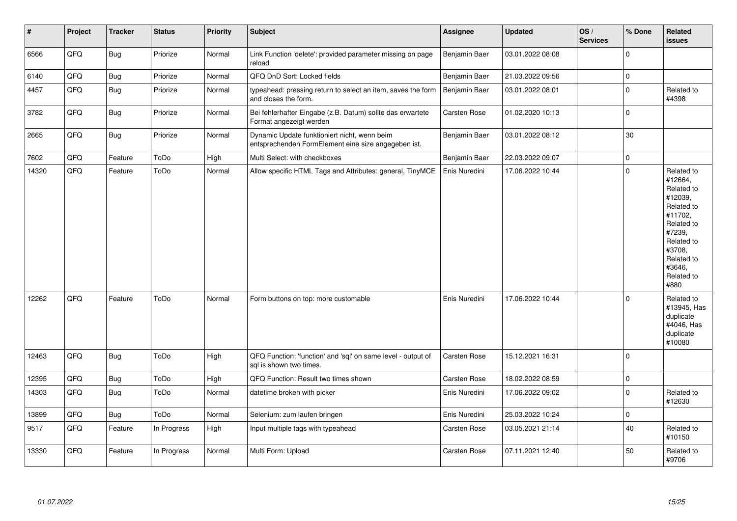| # | Project | Tracker | Status | Priority | Subject | Assignee | Updated | OS / Services | % Done | Related issues |
|---|---|---|---|---|---|---|---|---|---|---|
| 6566 | QFQ | Bug | Priorize | Normal | Link Function 'delete': provided parameter missing on page reload | Benjamin Baer | 03.01.2022 08:08 | | 0 | |
| 6140 | QFQ | Bug | Priorize | Normal | QFQ DnD Sort: Locked fields | Benjamin Baer | 21.03.2022 09:56 | | 0 | |
| 4457 | QFQ | Bug | Priorize | Normal | typeahead: pressing return to select an item, saves the form and closes the form. | Benjamin Baer | 03.01.2022 08:01 | | 0 | Related to #4398 |
| 3782 | QFQ | Bug | Priorize | Normal | Bei fehlerhafter Eingabe (z.B. Datum) sollte das erwartete Format angezeigt werden | Carsten Rose | 01.02.2020 10:13 | | 0 | |
| 2665 | QFQ | Bug | Priorize | Normal | Dynamic Update funktioniert nicht, wenn beim entsprechenden FormElement eine size angegeben ist. | Benjamin Baer | 03.01.2022 08:12 | | 30 | |
| 7602 | QFQ | Feature | ToDo | High | Multi Select: with checkboxes | Benjamin Baer | 22.03.2022 09:07 | | 0 | |
| 14320 | QFQ | Feature | ToDo | Normal | Allow specific HTML Tags and Attributes: general, TinyMCE | Enis Nuredini | 17.06.2022 10:44 | | 0 | Related to #12664, Related to #12039, Related to #11702, Related to #7239, Related to #3708, Related to #3646, Related to #880 |
| 12262 | QFQ | Feature | ToDo | Normal | Form buttons on top: more customable | Enis Nuredini | 17.06.2022 10:44 | | 0 | Related to #13945, Has duplicate #4046, Has duplicate #10080 |
| 12463 | QFQ | Bug | ToDo | High | QFQ Function: 'function' and 'sql' on same level - output of sql is shown two times. | Carsten Rose | 15.12.2021 16:31 | | 0 | |
| 12395 | QFQ | Bug | ToDo | High | QFQ Function: Result two times shown | Carsten Rose | 18.02.2022 08:59 | | 0 | |
| 14303 | QFQ | Bug | ToDo | Normal | datetime broken with picker | Enis Nuredini | 17.06.2022 09:02 | | 0 | Related to #12630 |
| 13899 | QFQ | Bug | ToDo | Normal | Selenium: zum laufen bringen | Enis Nuredini | 25.03.2022 10:24 | | 0 | |
| 9517 | QFQ | Feature | In Progress | High | Input multiple tags with typeahead | Carsten Rose | 03.05.2021 21:14 | | 40 | Related to #10150 |
| 13330 | QFQ | Feature | In Progress | Normal | Multi Form: Upload | Carsten Rose | 07.11.2021 12:40 | | 50 | Related to #9706 |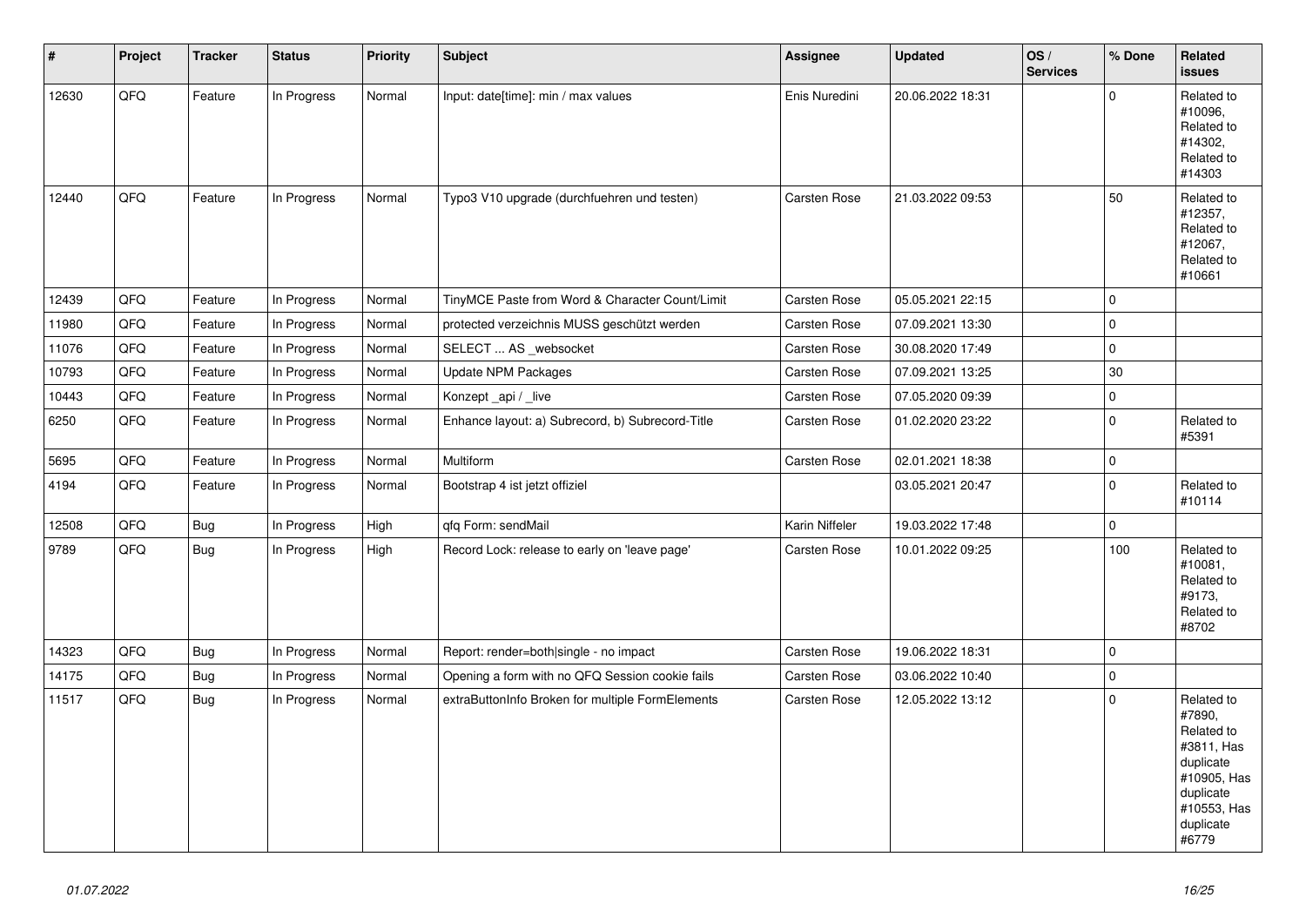| # | Project | Tracker | Status | Priority | Subject | Assignee | Updated | OS / Services | % Done | Related issues |
|---|---|---|---|---|---|---|---|---|---|---|
| 12630 | QFQ | Feature | In Progress | Normal | Input: date[time]: min / max values | Enis Nuredini | 20.06.2022 18:31 | | 0 | Related to #10096, Related to #14302, Related to #14303 |
| 12440 | QFQ | Feature | In Progress | Normal | Typo3 V10 upgrade (durchfuehren und testen) | Carsten Rose | 21.03.2022 09:53 | | 50 | Related to #12357, Related to #12067, Related to #10661 |
| 12439 | QFQ | Feature | In Progress | Normal | TinyMCE Paste from Word & Character Count/Limit | Carsten Rose | 05.05.2021 22:15 | | 0 | |
| 11980 | QFQ | Feature | In Progress | Normal | protected verzeichnis MUSS geschützt werden | Carsten Rose | 07.09.2021 13:30 | | 0 | |
| 11076 | QFQ | Feature | In Progress | Normal | SELECT ... AS _websocket | Carsten Rose | 30.08.2020 17:49 | | 0 | |
| 10793 | QFQ | Feature | In Progress | Normal | Update NPM Packages | Carsten Rose | 07.09.2021 13:25 | | 30 | |
| 10443 | QFQ | Feature | In Progress | Normal | Konzept _api / _live | Carsten Rose | 07.05.2020 09:39 | | 0 | |
| 6250 | QFQ | Feature | In Progress | Normal | Enhance layout: a) Subrecord, b) Subrecord-Title | Carsten Rose | 01.02.2020 23:22 | | 0 | Related to #5391 |
| 5695 | QFQ | Feature | In Progress | Normal | Multiform | Carsten Rose | 02.01.2021 18:38 | | 0 | |
| 4194 | QFQ | Feature | In Progress | Normal | Bootstrap 4 ist jetzt offiziel | | 03.05.2021 20:47 | | 0 | Related to #10114 |
| 12508 | QFQ | Bug | In Progress | High | qfq Form: sendMail | Karin Niffeler | 19.03.2022 17:48 | | 0 | |
| 9789 | QFQ | Bug | In Progress | High | Record Lock: release to early on 'leave page' | Carsten Rose | 10.01.2022 09:25 | | 100 | Related to #10081, Related to #9173, Related to #8702 |
| 14323 | QFQ | Bug | In Progress | Normal | Report: render=both\|single - no impact | Carsten Rose | 19.06.2022 18:31 | | 0 | |
| 14175 | QFQ | Bug | In Progress | Normal | Opening a form with no QFQ Session cookie fails | Carsten Rose | 03.06.2022 10:40 | | 0 | |
| 11517 | QFQ | Bug | In Progress | Normal | extraButtonInfo Broken for multiple FormElements | Carsten Rose | 12.05.2022 13:12 | | 0 | Related to #7890, Related to #3811, Has duplicate #10905, Has duplicate #10553, Has duplicate #6779 |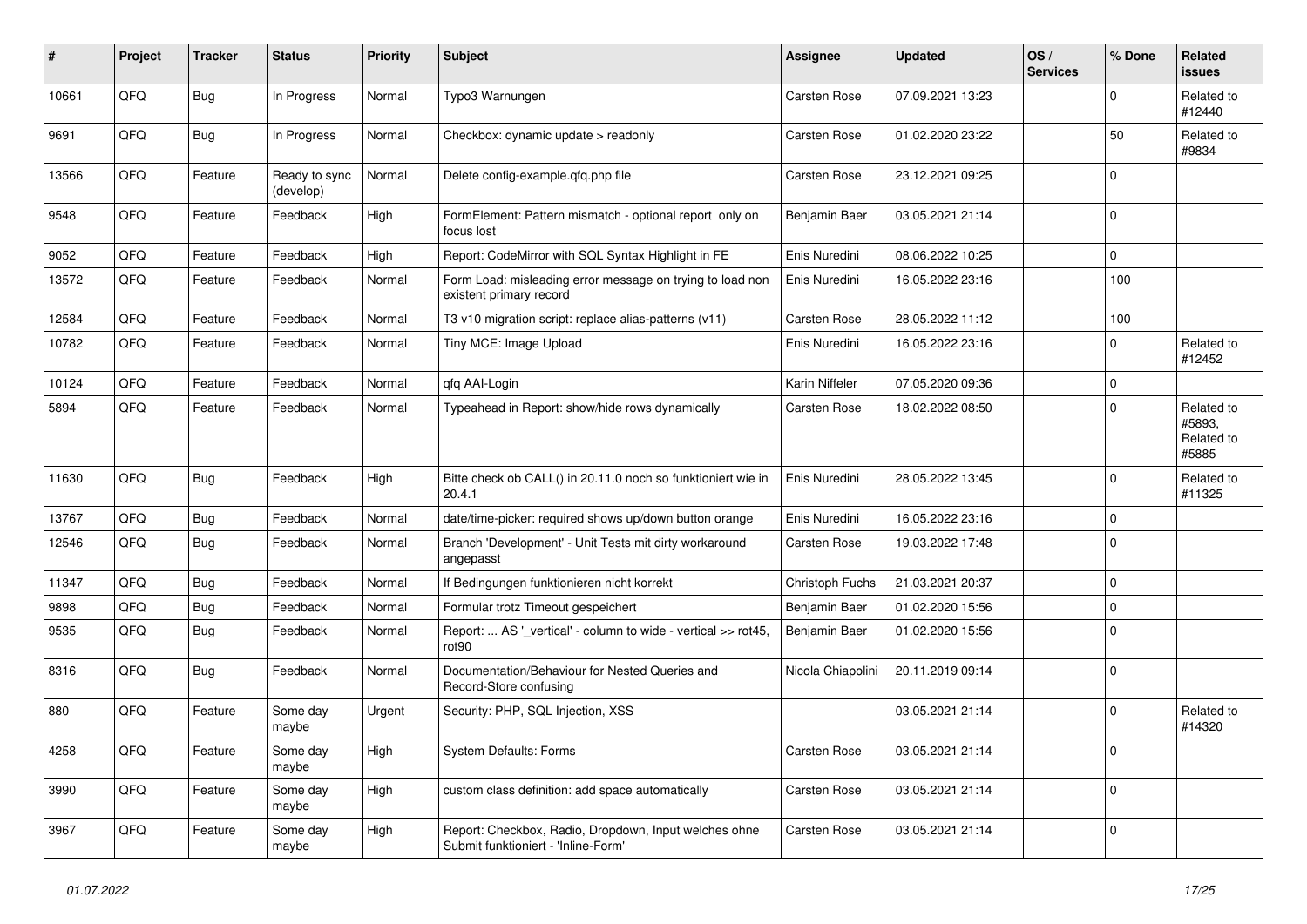| # | Project | Tracker | Status | Priority | Subject | Assignee | Updated | OS / Services | % Done | Related issues |
|---|---|---|---|---|---|---|---|---|---|---|
| 10661 | QFQ | Bug | In Progress | Normal | Typo3 Warnungen | Carsten Rose | 07.09.2021 13:23 | | 0 | Related to #12440 |
| 9691 | QFQ | Bug | In Progress | Normal | Checkbox: dynamic update > readonly | Carsten Rose | 01.02.2020 23:22 | | 50 | Related to #9834 |
| 13566 | QFQ | Feature | Ready to sync (develop) | Normal | Delete config-example.qfq.php file | Carsten Rose | 23.12.2021 09:25 | | 0 | |
| 9548 | QFQ | Feature | Feedback | High | FormElement: Pattern mismatch - optional report only on focus lost | Benjamin Baer | 03.05.2021 21:14 | | 0 | |
| 9052 | QFQ | Feature | Feedback | High | Report: CodeMirror with SQL Syntax Highlight in FE | Enis Nuredini | 08.06.2022 10:25 | | 0 | |
| 13572 | QFQ | Feature | Feedback | Normal | Form Load: misleading error message on trying to load non existent primary record | Enis Nuredini | 16.05.2022 23:16 | | 100 | |
| 12584 | QFQ | Feature | Feedback | Normal | T3 v10 migration script: replace alias-patterns (v11) | Carsten Rose | 28.05.2022 11:12 | | 100 | |
| 10782 | QFQ | Feature | Feedback | Normal | Tiny MCE: Image Upload | Enis Nuredini | 16.05.2022 23:16 | | 0 | Related to #12452 |
| 10124 | QFQ | Feature | Feedback | Normal | qfq AAI-Login | Karin Niffeler | 07.05.2020 09:36 | | 0 | |
| 5894 | QFQ | Feature | Feedback | Normal | Typeahead in Report: show/hide rows dynamically | Carsten Rose | 18.02.2022 08:50 | | 0 | Related to #5893, Related to #5885 |
| 11630 | QFQ | Bug | Feedback | High | Bitte check ob CALL() in 20.11.0 noch so funktioniert wie in 20.4.1 | Enis Nuredini | 28.05.2022 13:45 | | 0 | Related to #11325 |
| 13767 | QFQ | Bug | Feedback | Normal | date/time-picker: required shows up/down button orange | Enis Nuredini | 16.05.2022 23:16 | | 0 | |
| 12546 | QFQ | Bug | Feedback | Normal | Branch 'Development' - Unit Tests mit dirty workaround angepasst | Carsten Rose | 19.03.2022 17:48 | | 0 | |
| 11347 | QFQ | Bug | Feedback | Normal | If Bedingungen funktionieren nicht korrekt | Christoph Fuchs | 21.03.2021 20:37 | | 0 | |
| 9898 | QFQ | Bug | Feedback | Normal | Formular trotz Timeout gespeichert | Benjamin Baer | 01.02.2020 15:56 | | 0 | |
| 9535 | QFQ | Bug | Feedback | Normal | Report: ... AS '_vertical' - column to wide - vertical >> rot45, rot90 | Benjamin Baer | 01.02.2020 15:56 | | 0 | |
| 8316 | QFQ | Bug | Feedback | Normal | Documentation/Behaviour for Nested Queries and Record-Store confusing | Nicola Chiapolini | 20.11.2019 09:14 | | 0 | |
| 880 | QFQ | Feature | Some day maybe | Urgent | Security: PHP, SQL Injection, XSS | | 03.05.2021 21:14 | | 0 | Related to #14320 |
| 4258 | QFQ | Feature | Some day maybe | High | System Defaults: Forms | Carsten Rose | 03.05.2021 21:14 | | 0 | |
| 3990 | QFQ | Feature | Some day maybe | High | custom class definition: add space automatically | Carsten Rose | 03.05.2021 21:14 | | 0 | |
| 3967 | QFQ | Feature | Some day maybe | High | Report: Checkbox, Radio, Dropdown, Input welches ohne Submit funktioniert - 'Inline-Form' | Carsten Rose | 03.05.2021 21:14 | | 0 | |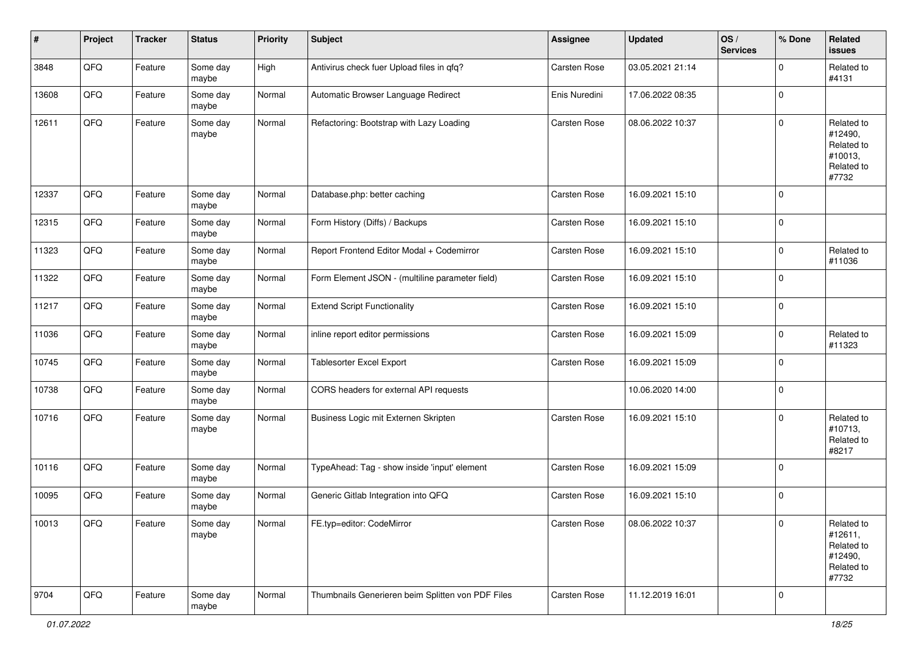| # | Project | Tracker | Status | Priority | Subject | Assignee | Updated | OS / Services | % Done | Related issues |
|---|---|---|---|---|---|---|---|---|---|---|
| 3848 | QFQ | Feature | Some day maybe | High | Antivirus check fuer Upload files in qfq? | Carsten Rose | 03.05.2021 21:14 | | 0 | Related to #4131 |
| 13608 | QFQ | Feature | Some day maybe | Normal | Automatic Browser Language Redirect | Enis Nuredini | 17.06.2022 08:35 | | 0 | |
| 12611 | QFQ | Feature | Some day maybe | Normal | Refactoring: Bootstrap with Lazy Loading | Carsten Rose | 08.06.2022 10:37 | | 0 | Related to #12490, Related to #10013, Related to #7732 |
| 12337 | QFQ | Feature | Some day maybe | Normal | Database.php: better caching | Carsten Rose | 16.09.2021 15:10 | | 0 | |
| 12315 | QFQ | Feature | Some day maybe | Normal | Form History (Diffs) / Backups | Carsten Rose | 16.09.2021 15:10 | | 0 | |
| 11323 | QFQ | Feature | Some day maybe | Normal | Report Frontend Editor Modal + Codemirror | Carsten Rose | 16.09.2021 15:10 | | 0 | Related to #11036 |
| 11322 | QFQ | Feature | Some day maybe | Normal | Form Element JSON - (multiline parameter field) | Carsten Rose | 16.09.2021 15:10 | | 0 | |
| 11217 | QFQ | Feature | Some day maybe | Normal | Extend Script Functionality | Carsten Rose | 16.09.2021 15:10 | | 0 | |
| 11036 | QFQ | Feature | Some day maybe | Normal | inline report editor permissions | Carsten Rose | 16.09.2021 15:09 | | 0 | Related to #11323 |
| 10745 | QFQ | Feature | Some day maybe | Normal | Tablesorter Excel Export | Carsten Rose | 16.09.2021 15:09 | | 0 | |
| 10738 | QFQ | Feature | Some day maybe | Normal | CORS headers for external API requests | | 10.06.2020 14:00 | | 0 | |
| 10716 | QFQ | Feature | Some day maybe | Normal | Business Logic mit Externen Skripten | Carsten Rose | 16.09.2021 15:10 | | 0 | Related to #10713, Related to #8217 |
| 10116 | QFQ | Feature | Some day maybe | Normal | TypeAhead: Tag - show inside 'input' element | Carsten Rose | 16.09.2021 15:09 | | 0 | |
| 10095 | QFQ | Feature | Some day maybe | Normal | Generic Gitlab Integration into QFQ | Carsten Rose | 16.09.2021 15:10 | | 0 | |
| 10013 | QFQ | Feature | Some day maybe | Normal | FE.typ=editor: CodeMirror | Carsten Rose | 08.06.2022 10:37 | | 0 | Related to #12611, Related to #12490, Related to #7732 |
| 9704 | QFQ | Feature | Some day maybe | Normal | Thumbnails Generieren beim Splitten von PDF Files | Carsten Rose | 11.12.2019 16:01 | | 0 | |

*01.07.2022*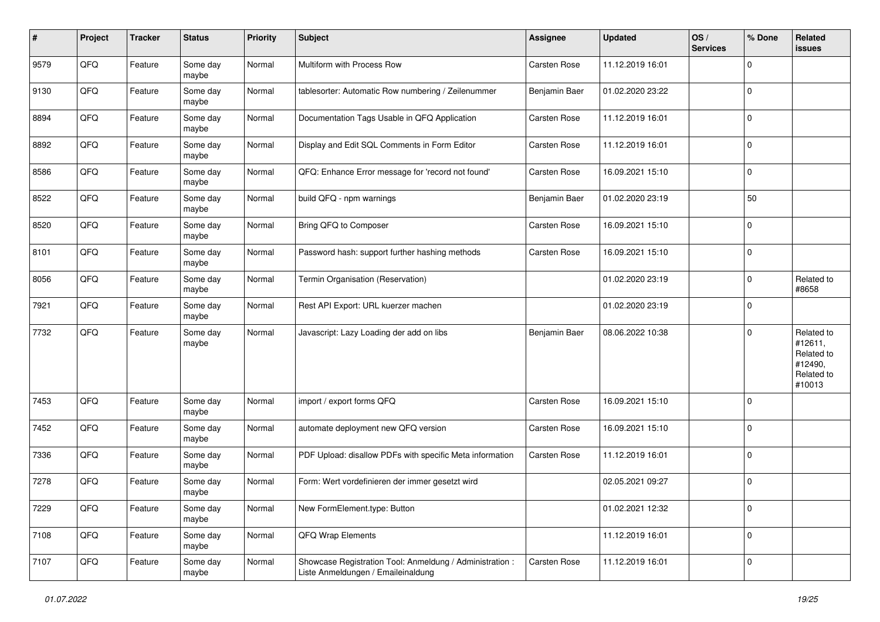| # | Project | Tracker | Status | Priority | Subject | Assignee | Updated | OS / Services | % Done | Related issues |
|---|---|---|---|---|---|---|---|---|---|---|
| 9579 | QFQ | Feature | Some day maybe | Normal | Multiform with Process Row | Carsten Rose | 11.12.2019 16:01 | | 0 | |
| 9130 | QFQ | Feature | Some day maybe | Normal | tablesorter: Automatic Row numbering / Zeilenummer | Benjamin Baer | 01.02.2020 23:22 | | 0 | |
| 8894 | QFQ | Feature | Some day maybe | Normal | Documentation Tags Usable in QFQ Application | Carsten Rose | 11.12.2019 16:01 | | 0 | |
| 8892 | QFQ | Feature | Some day maybe | Normal | Display and Edit SQL Comments in Form Editor | Carsten Rose | 11.12.2019 16:01 | | 0 | |
| 8586 | QFQ | Feature | Some day maybe | Normal | QFQ: Enhance Error message for 'record not found' | Carsten Rose | 16.09.2021 15:10 | | 0 | |
| 8522 | QFQ | Feature | Some day maybe | Normal | build QFQ - npm warnings | Benjamin Baer | 01.02.2020 23:19 | | 50 | |
| 8520 | QFQ | Feature | Some day maybe | Normal | Bring QFQ to Composer | Carsten Rose | 16.09.2021 15:10 | | 0 | |
| 8101 | QFQ | Feature | Some day maybe | Normal | Password hash: support further hashing methods | Carsten Rose | 16.09.2021 15:10 | | 0 | |
| 8056 | QFQ | Feature | Some day maybe | Normal | Termin Organisation (Reservation) | | 01.02.2020 23:19 | | 0 | Related to #8658 |
| 7921 | QFQ | Feature | Some day maybe | Normal | Rest API Export: URL kuerzer machen | | 01.02.2020 23:19 | | 0 | |
| 7732 | QFQ | Feature | Some day maybe | Normal | Javascript: Lazy Loading der add on libs | Benjamin Baer | 08.06.2022 10:38 | | 0 | Related to #12611, Related to #12490, Related to #10013 |
| 7453 | QFQ | Feature | Some day maybe | Normal | import / export forms QFQ | Carsten Rose | 16.09.2021 15:10 | | 0 | |
| 7452 | QFQ | Feature | Some day maybe | Normal | automate deployment new QFQ version | Carsten Rose | 16.09.2021 15:10 | | 0 | |
| 7336 | QFQ | Feature | Some day maybe | Normal | PDF Upload: disallow PDFs with specific Meta information | Carsten Rose | 11.12.2019 16:01 | | 0 | |
| 7278 | QFQ | Feature | Some day maybe | Normal | Form: Wert vordefinieren der immer gesetzt wird | | 02.05.2021 09:27 | | 0 | |
| 7229 | QFQ | Feature | Some day maybe | Normal | New FormElement.type: Button | | 01.02.2021 12:32 | | 0 | |
| 7108 | QFQ | Feature | Some day maybe | Normal | QFQ Wrap Elements | | 11.12.2019 16:01 | | 0 | |
| 7107 | QFQ | Feature | Some day maybe | Normal | Showcase Registration Tool: Anmeldung / Administration : Liste Anmeldungen / Emaileinaldung | Carsten Rose | 11.12.2019 16:01 | | 0 | |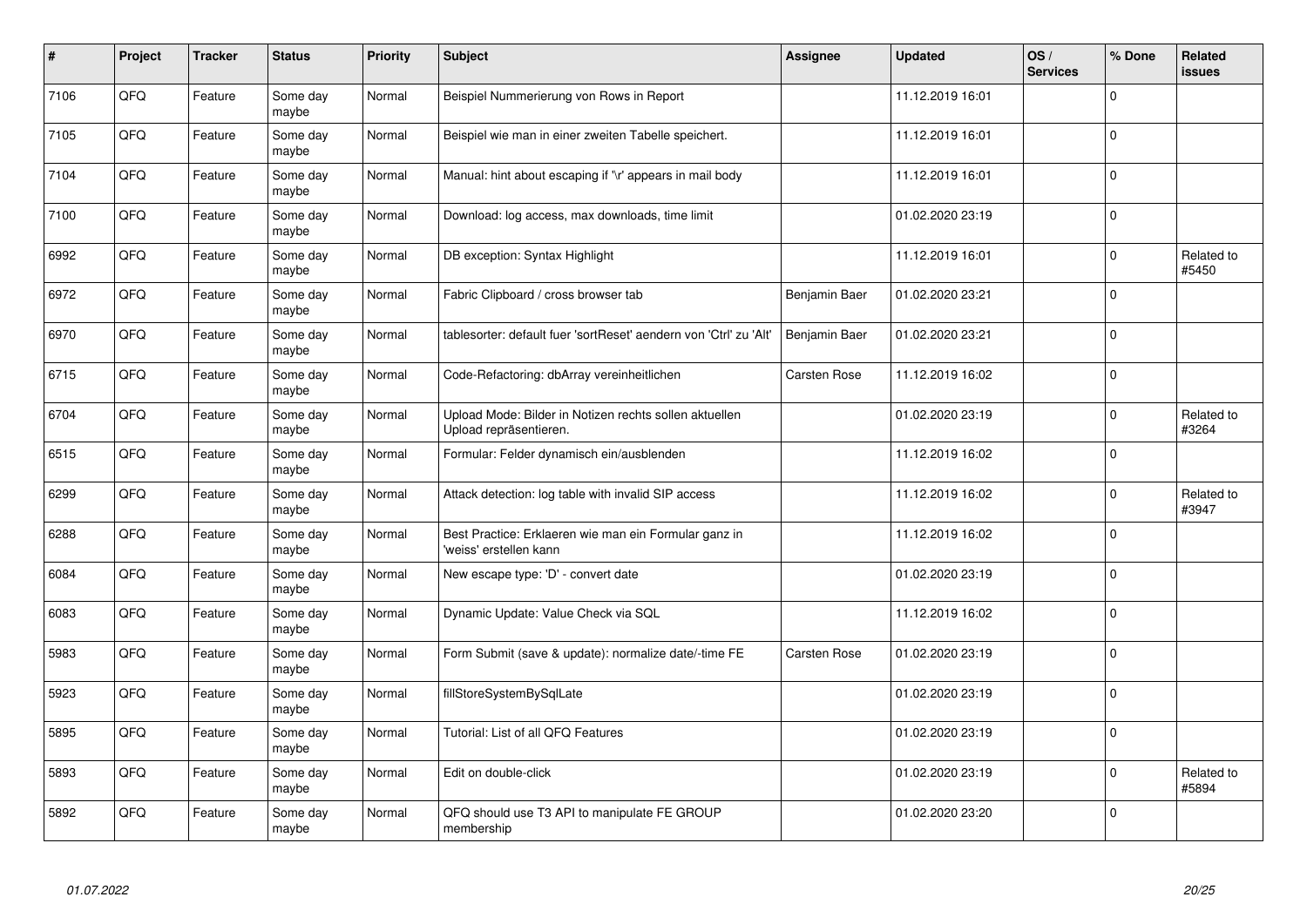| # | Project | Tracker | Status | Priority | Subject | Assignee | Updated | OS / Services | % Done | Related issues |
|---|---|---|---|---|---|---|---|---|---|---|
| 7106 | QFQ | Feature | Some day maybe | Normal | Beispiel Nummerierung von Rows in Report | | 11.12.2019 16:01 | | 0 | |
| 7105 | QFQ | Feature | Some day maybe | Normal | Beispiel wie man in einer zweiten Tabelle speichert. | | 11.12.2019 16:01 | | 0 | |
| 7104 | QFQ | Feature | Some day maybe | Normal | Manual: hint about escaping if '\r' appears in mail body | | 11.12.2019 16:01 | | 0 | |
| 7100 | QFQ | Feature | Some day maybe | Normal | Download: log access, max downloads, time limit | | 01.02.2020 23:19 | | 0 | |
| 6992 | QFQ | Feature | Some day maybe | Normal | DB exception: Syntax Highlight | | 11.12.2019 16:01 | | 0 | Related to #5450 |
| 6972 | QFQ | Feature | Some day maybe | Normal | Fabric Clipboard / cross browser tab | Benjamin Baer | 01.02.2020 23:21 | | 0 | |
| 6970 | QFQ | Feature | Some day maybe | Normal | tablesorter: default fuer 'sortReset' aendern von 'Ctrl' zu 'Alt' | Benjamin Baer | 01.02.2020 23:21 | | 0 | |
| 6715 | QFQ | Feature | Some day maybe | Normal | Code-Refactoring: dbArray vereinheitlichen | Carsten Rose | 11.12.2019 16:02 | | 0 | |
| 6704 | QFQ | Feature | Some day maybe | Normal | Upload Mode: Bilder in Notizen rechts sollen aktuellen Upload repräsentieren. | | 01.02.2020 23:19 | | 0 | Related to #3264 |
| 6515 | QFQ | Feature | Some day maybe | Normal | Formular: Felder dynamisch ein/ausblenden | | 11.12.2019 16:02 | | 0 | |
| 6299 | QFQ | Feature | Some day maybe | Normal | Attack detection: log table with invalid SIP access | | 11.12.2019 16:02 | | 0 | Related to #3947 |
| 6288 | QFQ | Feature | Some day maybe | Normal | Best Practice: Erklaeren wie man ein Formular ganz in 'weiss' erstellen kann | | 11.12.2019 16:02 | | 0 | |
| 6084 | QFQ | Feature | Some day maybe | Normal | New escape type: 'D' - convert date | | 01.02.2020 23:19 | | 0 | |
| 6083 | QFQ | Feature | Some day maybe | Normal | Dynamic Update: Value Check via SQL | | 11.12.2019 16:02 | | 0 | |
| 5983 | QFQ | Feature | Some day maybe | Normal | Form Submit (save & update): normalize date/-time FE | Carsten Rose | 01.02.2020 23:19 | | 0 | |
| 5923 | QFQ | Feature | Some day maybe | Normal | fillStoreSystemBySqlLate | | 01.02.2020 23:19 | | 0 | |
| 5895 | QFQ | Feature | Some day maybe | Normal | Tutorial: List of all QFQ Features | | 01.02.2020 23:19 | | 0 | |
| 5893 | QFQ | Feature | Some day maybe | Normal | Edit on double-click | | 01.02.2020 23:19 | | 0 | Related to #5894 |
| 5892 | QFQ | Feature | Some day maybe | Normal | QFQ should use T3 API to manipulate FE GROUP membership | | 01.02.2020 23:20 | | 0 | |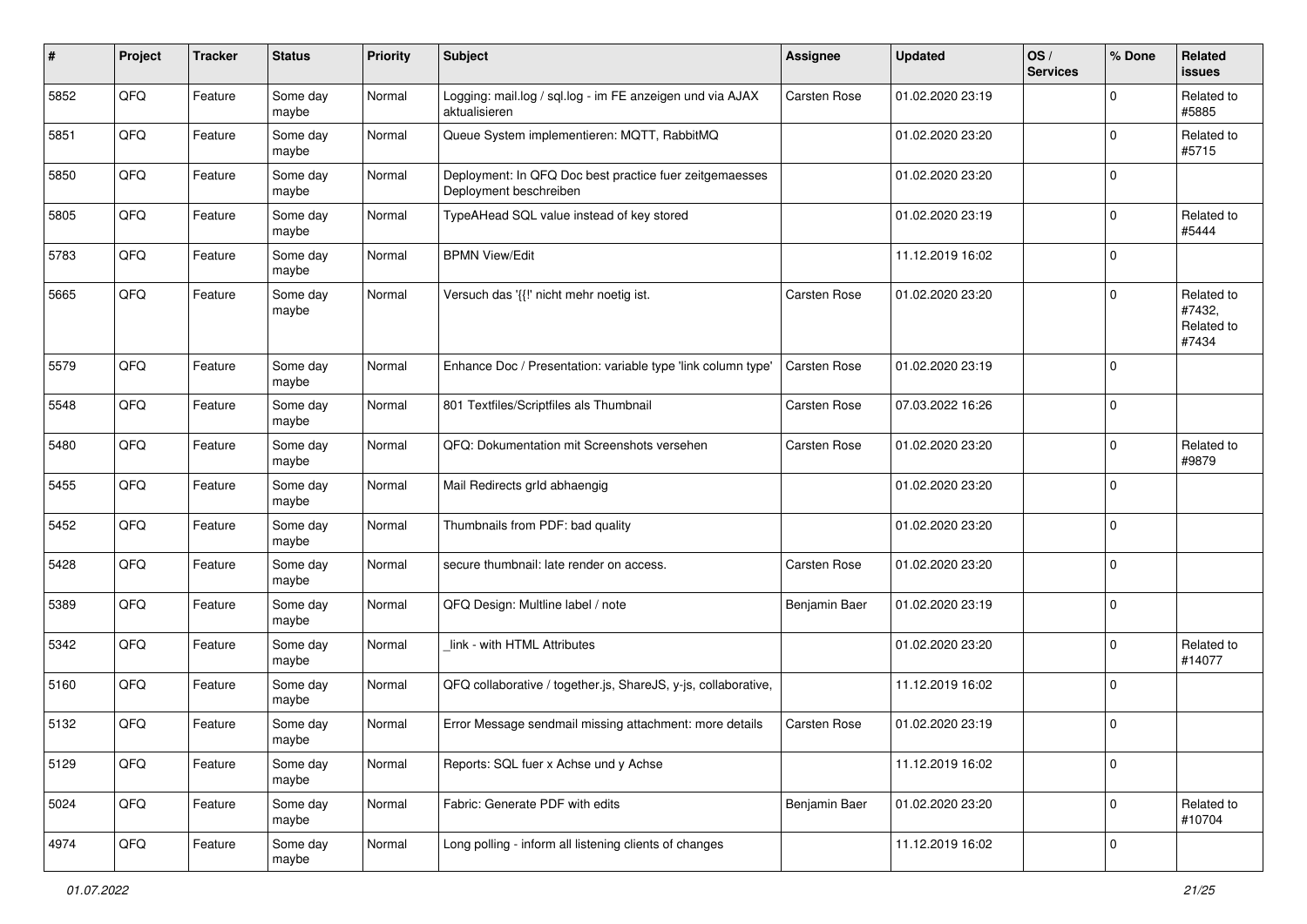| # | Project | Tracker | Status | Priority | Subject | Assignee | Updated | OS / Services | % Done | Related issues |
|---|---|---|---|---|---|---|---|---|---|---|
| 5852 | QFQ | Feature | Some day maybe | Normal | Logging: mail.log / sql.log - im FE anzeigen und via AJAX aktualisieren | Carsten Rose | 01.02.2020 23:19 | | 0 | Related to #5885 |
| 5851 | QFQ | Feature | Some day maybe | Normal | Queue System implementieren: MQTT, RabbitMQ | | 01.02.2020 23:20 | | 0 | Related to #5715 |
| 5850 | QFQ | Feature | Some day maybe | Normal | Deployment: In QFQ Doc best practice fuer zeitgemaesses Deployment beschreiben | | 01.02.2020 23:20 | | 0 | |
| 5805 | QFQ | Feature | Some day maybe | Normal | TypeAHead SQL value instead of key stored | | 01.02.2020 23:19 | | 0 | Related to #5444 |
| 5783 | QFQ | Feature | Some day maybe | Normal | BPMN View/Edit | | 11.12.2019 16:02 | | 0 | |
| 5665 | QFQ | Feature | Some day maybe | Normal | Versuch das '{{!' nicht mehr noetig ist. | Carsten Rose | 01.02.2020 23:20 | | 0 | Related to #7432, Related to #7434 |
| 5579 | QFQ | Feature | Some day maybe | Normal | Enhance Doc / Presentation: variable type 'link column type' | Carsten Rose | 01.02.2020 23:19 | | 0 | |
| 5548 | QFQ | Feature | Some day maybe | Normal | 801 Textfiles/Scriptfiles als Thumbnail | Carsten Rose | 07.03.2022 16:26 | | 0 | |
| 5480 | QFQ | Feature | Some day maybe | Normal | QFQ: Dokumentation mit Screenshots versehen | Carsten Rose | 01.02.2020 23:20 | | 0 | Related to #9879 |
| 5455 | QFQ | Feature | Some day maybe | Normal | Mail Redirects grId abhaengig | | 01.02.2020 23:20 | | 0 | |
| 5452 | QFQ | Feature | Some day maybe | Normal | Thumbnails from PDF: bad quality | | 01.02.2020 23:20 | | 0 | |
| 5428 | QFQ | Feature | Some day maybe | Normal | secure thumbnail: late render on access. | Carsten Rose | 01.02.2020 23:20 | | 0 | |
| 5389 | QFQ | Feature | Some day maybe | Normal | QFQ Design: Multline label / note | Benjamin Baer | 01.02.2020 23:19 | | 0 | |
| 5342 | QFQ | Feature | Some day maybe | Normal | _link - with HTML Attributes | | 01.02.2020 23:20 | | 0 | Related to #14077 |
| 5160 | QFQ | Feature | Some day maybe | Normal | QFQ collaborative / together.js, ShareJS, y-js, collaborative, | | 11.12.2019 16:02 | | 0 | |
| 5132 | QFQ | Feature | Some day maybe | Normal | Error Message sendmail missing attachment: more details | Carsten Rose | 01.02.2020 23:19 | | 0 | |
| 5129 | QFQ | Feature | Some day maybe | Normal | Reports: SQL fuer x Achse und y Achse | | 11.12.2019 16:02 | | 0 | |
| 5024 | QFQ | Feature | Some day maybe | Normal | Fabric: Generate PDF with edits | Benjamin Baer | 01.02.2020 23:20 | | 0 | Related to #10704 |
| 4974 | QFQ | Feature | Some day maybe | Normal | Long polling - inform all listening clients of changes | | 11.12.2019 16:02 | | 0 | |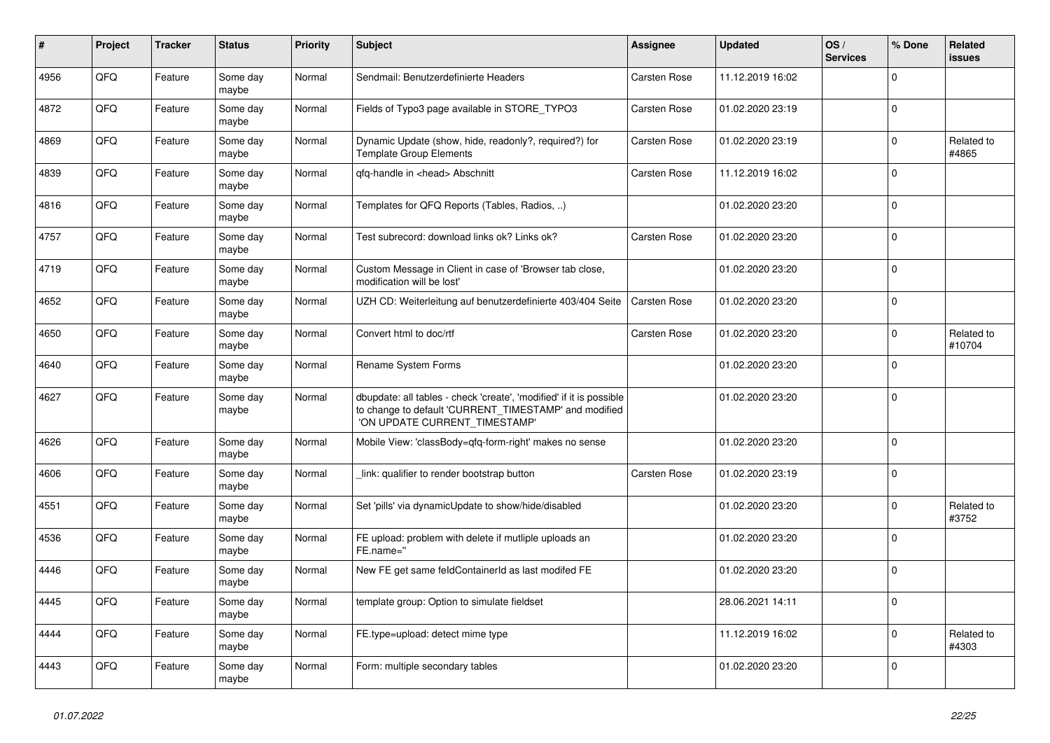| # | Project | Tracker | Status | Priority | Subject | Assignee | Updated | OS / Services | % Done | Related issues |
|---|---|---|---|---|---|---|---|---|---|---|
| 4956 | QFQ | Feature | Some day maybe | Normal | Sendmail: Benutzerdefinierte Headers | Carsten Rose | 11.12.2019 16:02 | | 0 | |
| 4872 | QFQ | Feature | Some day maybe | Normal | Fields of Typo3 page available in STORE_TYPO3 | Carsten Rose | 01.02.2020 23:19 | | 0 | |
| 4869 | QFQ | Feature | Some day maybe | Normal | Dynamic Update (show, hide, readonly?, required?) for Template Group Elements | Carsten Rose | 01.02.2020 23:19 | | 0 | Related to #4865 |
| 4839 | QFQ | Feature | Some day maybe | Normal | qfq-handle in <head> Abschnitt | Carsten Rose | 11.12.2019 16:02 | | 0 | |
| 4816 | QFQ | Feature | Some day maybe | Normal | Templates for QFQ Reports (Tables, Radios, ..) | | 01.02.2020 23:20 | | 0 | |
| 4757 | QFQ | Feature | Some day maybe | Normal | Test subrecord: download links ok? Links ok? | Carsten Rose | 01.02.2020 23:20 | | 0 | |
| 4719 | QFQ | Feature | Some day maybe | Normal | Custom Message in Client in case of 'Browser tab close, modification will be lost' | | 01.02.2020 23:20 | | 0 | |
| 4652 | QFQ | Feature | Some day maybe | Normal | UZH CD: Weiterleitung auf benutzerdefinierte 403/404 Seite | Carsten Rose | 01.02.2020 23:20 | | 0 | |
| 4650 | QFQ | Feature | Some day maybe | Normal | Convert html to doc/rtf | Carsten Rose | 01.02.2020 23:20 | | 0 | Related to #10704 |
| 4640 | QFQ | Feature | Some day maybe | Normal | Rename System Forms | | 01.02.2020 23:20 | | 0 | |
| 4627 | QFQ | Feature | Some day maybe | Normal | dbupdate: all tables - check 'create', 'modified' if it is possible to change to default 'CURRENT_TIMESTAMP' and modified 'ON UPDATE CURRENT_TIMESTAMP' | | 01.02.2020 23:20 | | 0 | |
| 4626 | QFQ | Feature | Some day maybe | Normal | Mobile View: 'classBody=qfq-form-right' makes no sense | | 01.02.2020 23:20 | | 0 | |
| 4606 | QFQ | Feature | Some day maybe | Normal | _link: qualifier to render bootstrap button | Carsten Rose | 01.02.2020 23:19 | | 0 | |
| 4551 | QFQ | Feature | Some day maybe | Normal | Set 'pills' via dynamicUpdate to show/hide/disabled | | 01.02.2020 23:20 | | 0 | Related to #3752 |
| 4536 | QFQ | Feature | Some day maybe | Normal | FE upload: problem with delete if mutliple uploads an FE.name='' | | 01.02.2020 23:20 | | 0 | |
| 4446 | QFQ | Feature | Some day maybe | Normal | New FE get same feldContainerId as last modifed FE | | 01.02.2020 23:20 | | 0 | |
| 4445 | QFQ | Feature | Some day maybe | Normal | template group: Option to simulate fieldset | | 28.06.2021 14:11 | | 0 | |
| 4444 | QFQ | Feature | Some day maybe | Normal | FE.type=upload: detect mime type | | 11.12.2019 16:02 | | 0 | Related to #4303 |
| 4443 | QFQ | Feature | Some day maybe | Normal | Form: multiple secondary tables | | 01.02.2020 23:20 | | 0 | |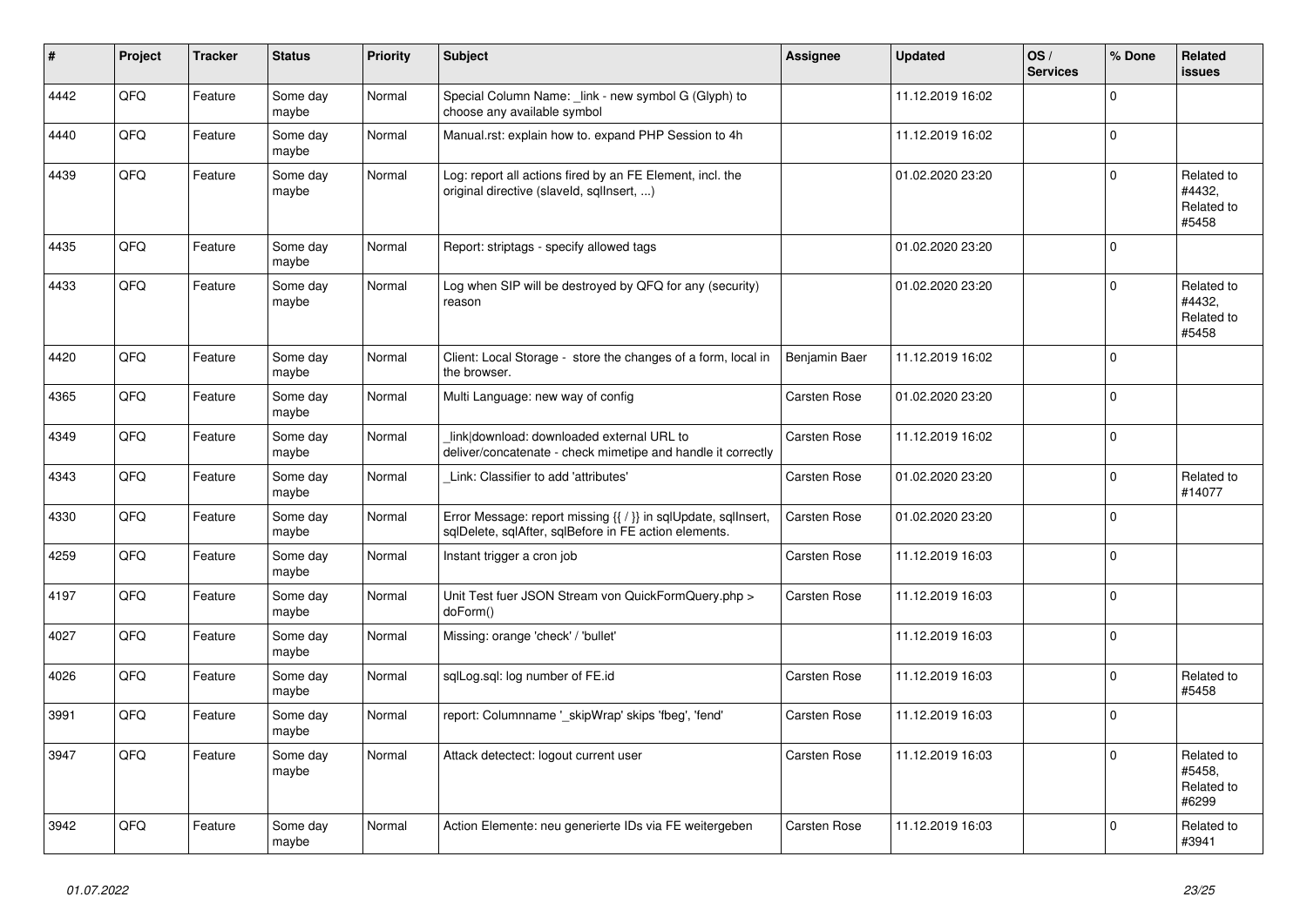| # | Project | Tracker | Status | Priority | Subject | Assignee | Updated | OS / Services | % Done | Related issues |
|---|---|---|---|---|---|---|---|---|---|---|
| 4442 | QFQ | Feature | Some day maybe | Normal | Special Column Name: _link - new symbol G (Glyph) to choose any available symbol | | 11.12.2019 16:02 | | 0 | |
| 4440 | QFQ | Feature | Some day maybe | Normal | Manual.rst: explain how to. expand PHP Session to 4h | | 11.12.2019 16:02 | | 0 | |
| 4439 | QFQ | Feature | Some day maybe | Normal | Log: report all actions fired by an FE Element, incl. the original directive (slaveId, sqlInsert, ...) | | 01.02.2020 23:20 | | 0 | Related to #4432, Related to #5458 |
| 4435 | QFQ | Feature | Some day maybe | Normal | Report: striptags - specify allowed tags | | 01.02.2020 23:20 | | 0 | |
| 4433 | QFQ | Feature | Some day maybe | Normal | Log when SIP will be destroyed by QFQ for any (security) reason | | 01.02.2020 23:20 | | 0 | Related to #4432, Related to #5458 |
| 4420 | QFQ | Feature | Some day maybe | Normal | Client: Local Storage - store the changes of a form, local in the browser. | Benjamin Baer | 11.12.2019 16:02 | | 0 | |
| 4365 | QFQ | Feature | Some day maybe | Normal | Multi Language: new way of config | Carsten Rose | 01.02.2020 23:20 | | 0 | |
| 4349 | QFQ | Feature | Some day maybe | Normal | _link\|download: downloaded external URL to deliver/concatenate - check mimetipe and handle it correctly | Carsten Rose | 11.12.2019 16:02 | | 0 | |
| 4343 | QFQ | Feature | Some day maybe | Normal | _Link: Classifier to add 'attributes' | Carsten Rose | 01.02.2020 23:20 | | 0 | Related to #14077 |
| 4330 | QFQ | Feature | Some day maybe | Normal | Error Message: report missing {{ / }} in sqlUpdate, sqlInsert, sqlDelete, sqlAfter, sqlBefore in FE action elements. | Carsten Rose | 01.02.2020 23:20 | | 0 | |
| 4259 | QFQ | Feature | Some day maybe | Normal | Instant trigger a cron job | Carsten Rose | 11.12.2019 16:03 | | 0 | |
| 4197 | QFQ | Feature | Some day maybe | Normal | Unit Test fuer JSON Stream von QuickFormQuery.php > doForm() | Carsten Rose | 11.12.2019 16:03 | | 0 | |
| 4027 | QFQ | Feature | Some day maybe | Normal | Missing: orange 'check' / 'bullet' | | 11.12.2019 16:03 | | 0 | |
| 4026 | QFQ | Feature | Some day maybe | Normal | sqlLog.sql: log number of FE.id | Carsten Rose | 11.12.2019 16:03 | | 0 | Related to #5458 |
| 3991 | QFQ | Feature | Some day maybe | Normal | report: Columnname '_skipWrap' skips 'fbeg', 'fend' | Carsten Rose | 11.12.2019 16:03 | | 0 | |
| 3947 | QFQ | Feature | Some day maybe | Normal | Attack detectect: logout current user | Carsten Rose | 11.12.2019 16:03 | | 0 | Related to #5458, Related to #6299 |
| 3942 | QFQ | Feature | Some day maybe | Normal | Action Elemente: neu generierte IDs via FE weitergeben | Carsten Rose | 11.12.2019 16:03 | | 0 | Related to #3941 |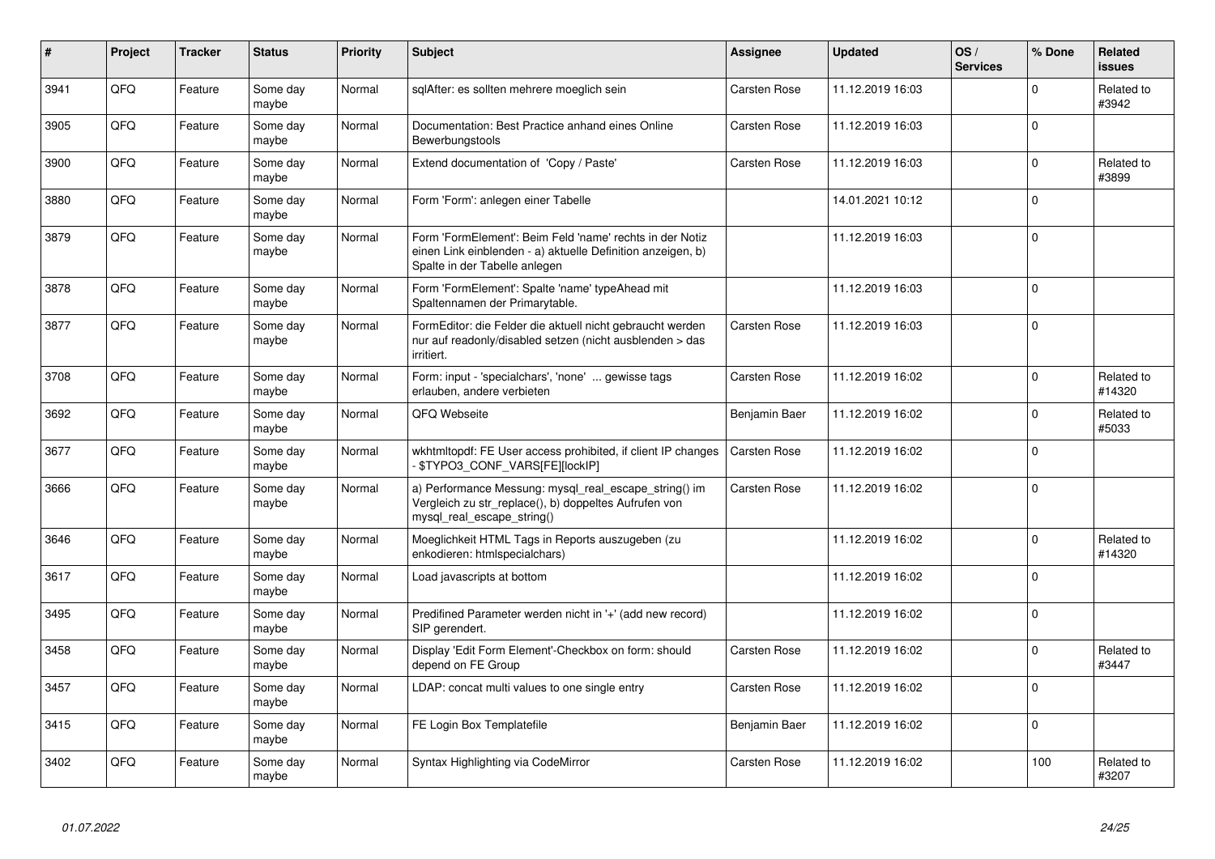| # | Project | Tracker | Status | Priority | Subject | Assignee | Updated | OS / Services | % Done | Related issues |
|---|---|---|---|---|---|---|---|---|---|---|
| 3941 | QFQ | Feature | Some day maybe | Normal | sqlAfter: es sollten mehrere moeglich sein | Carsten Rose | 11.12.2019 16:03 | | 0 | Related to #3942 |
| 3905 | QFQ | Feature | Some day maybe | Normal | Documentation: Best Practice anhand eines Online Bewerbungstools | Carsten Rose | 11.12.2019 16:03 | | 0 | |
| 3900 | QFQ | Feature | Some day maybe | Normal | Extend documentation of 'Copy / Paste' | Carsten Rose | 11.12.2019 16:03 | | 0 | Related to #3899 |
| 3880 | QFQ | Feature | Some day maybe | Normal | Form 'Form': anlegen einer Tabelle | | 14.01.2021 10:12 | | 0 | |
| 3879 | QFQ | Feature | Some day maybe | Normal | Form 'FormElement': Beim Feld 'name' rechts in der Notiz einen Link einblenden - a) aktuelle Definition anzeigen, b) Spalte in der Tabelle anlegen | | 11.12.2019 16:03 | | 0 | |
| 3878 | QFQ | Feature | Some day maybe | Normal | Form 'FormElement': Spalte 'name' typeAhead mit Spaltennamen der Primarytable. | | 11.12.2019 16:03 | | 0 | |
| 3877 | QFQ | Feature | Some day maybe | Normal | FormEditor: die Felder die aktuell nicht gebraucht werden nur auf readonly/disabled setzen (nicht ausblenden > das irritiert. | Carsten Rose | 11.12.2019 16:03 | | 0 | |
| 3708 | QFQ | Feature | Some day maybe | Normal | Form: input - 'specialchars', 'none' ... gewisse tags erlauben, andere verbieten | Carsten Rose | 11.12.2019 16:02 | | 0 | Related to #14320 |
| 3692 | QFQ | Feature | Some day maybe | Normal | QFQ Webseite | Benjamin Baer | 11.12.2019 16:02 | | 0 | Related to #5033 |
| 3677 | QFQ | Feature | Some day maybe | Normal | wkhtmltopdf: FE User access prohibited, if client IP changes - $TYPO3_CONF_VARS[FE][lockIP] | Carsten Rose | 11.12.2019 16:02 | | 0 | |
| 3666 | QFQ | Feature | Some day maybe | Normal | a) Performance Messung: mysql_real_escape_string() im Vergleich zu str_replace(), b) doppeltes Aufrufen von mysql_real_escape_string() | Carsten Rose | 11.12.2019 16:02 | | 0 | |
| 3646 | QFQ | Feature | Some day maybe | Normal | Moeglichkeit HTML Tags in Reports auszugeben (zu enkodieren: htmlspecialchars) | | 11.12.2019 16:02 | | 0 | Related to #14320 |
| 3617 | QFQ | Feature | Some day maybe | Normal | Load javascripts at bottom | | 11.12.2019 16:02 | | 0 | |
| 3495 | QFQ | Feature | Some day maybe | Normal | Predifined Parameter werden nicht in '+' (add new record) SIP gerendert. | | 11.12.2019 16:02 | | 0 | |
| 3458 | QFQ | Feature | Some day maybe | Normal | Display 'Edit Form Element'-Checkbox on form: should depend on FE Group | Carsten Rose | 11.12.2019 16:02 | | 0 | Related to #3447 |
| 3457 | QFQ | Feature | Some day maybe | Normal | LDAP: concat multi values to one single entry | Carsten Rose | 11.12.2019 16:02 | | 0 | |
| 3415 | QFQ | Feature | Some day maybe | Normal | FE Login Box Templatefile | Benjamin Baer | 11.12.2019 16:02 | | 0 | |
| 3402 | QFQ | Feature | Some day maybe | Normal | Syntax Highlighting via CodeMirror | Carsten Rose | 11.12.2019 16:02 | | 100 | Related to #3207 |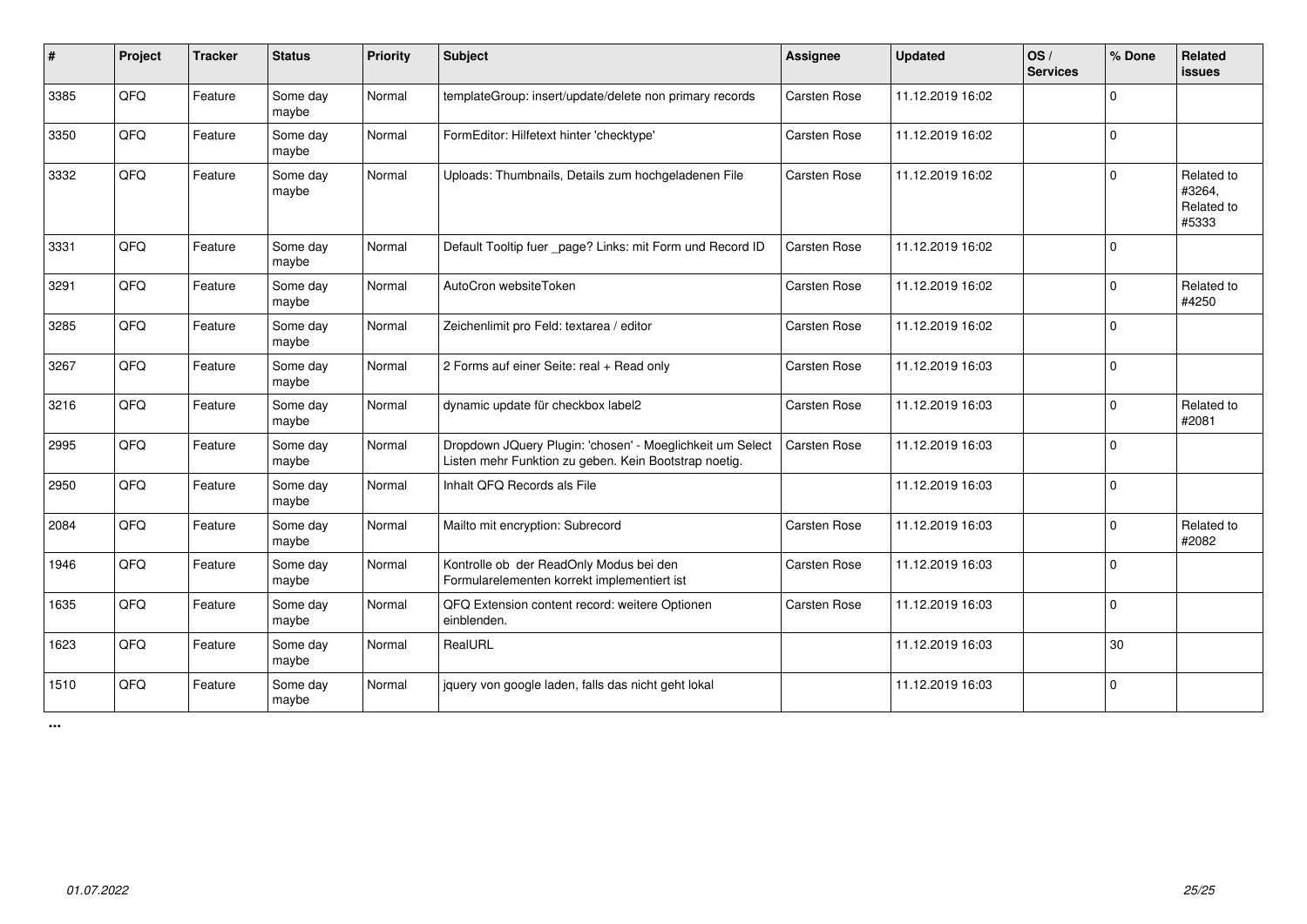| # | Project | Tracker | Status | Priority | Subject | Assignee | Updated | OS / Services | % Done | Related issues |
|---|---|---|---|---|---|---|---|---|---|---|
| 3385 | QFQ | Feature | Some day maybe | Normal | templateGroup: insert/update/delete non primary records | Carsten Rose | 11.12.2019 16:02 | | 0 | |
| 3350 | QFQ | Feature | Some day maybe | Normal | FormEditor: Hilfetext hinter 'checktype' | Carsten Rose | 11.12.2019 16:02 | | 0 | |
| 3332 | QFQ | Feature | Some day maybe | Normal | Uploads: Thumbnails, Details zum hochgeladenen File | Carsten Rose | 11.12.2019 16:02 | | 0 | Related to #3264, Related to #5333 |
| 3331 | QFQ | Feature | Some day maybe | Normal | Default Tooltip fuer _page? Links: mit Form und Record ID | Carsten Rose | 11.12.2019 16:02 | | 0 | |
| 3291 | QFQ | Feature | Some day maybe | Normal | AutoCron websiteToken | Carsten Rose | 11.12.2019 16:02 | | 0 | Related to #4250 |
| 3285 | QFQ | Feature | Some day maybe | Normal | Zeichenlimit pro Feld: textarea / editor | Carsten Rose | 11.12.2019 16:02 | | 0 | |
| 3267 | QFQ | Feature | Some day maybe | Normal | 2 Forms auf einer Seite: real + Read only | Carsten Rose | 11.12.2019 16:03 | | 0 | |
| 3216 | QFQ | Feature | Some day maybe | Normal | dynamic update für checkbox label2 | Carsten Rose | 11.12.2019 16:03 | | 0 | Related to #2081 |
| 2995 | QFQ | Feature | Some day maybe | Normal | Dropdown JQuery Plugin: 'chosen' - Moeglichkeit um Select Listen mehr Funktion zu geben. Kein Bootstrap noetig. | Carsten Rose | 11.12.2019 16:03 | | 0 | |
| 2950 | QFQ | Feature | Some day maybe | Normal | Inhalt QFQ Records als File | | 11.12.2019 16:03 | | 0 | |
| 2084 | QFQ | Feature | Some day maybe | Normal | Mailto mit encryption: Subrecord | Carsten Rose | 11.12.2019 16:03 | | 0 | Related to #2082 |
| 1946 | QFQ | Feature | Some day maybe | Normal | Kontrolle ob der ReadOnly Modus bei den Formularelementen korrekt implementiert ist | Carsten Rose | 11.12.2019 16:03 | | 0 | |
| 1635 | QFQ | Feature | Some day maybe | Normal | QFQ Extension content record: weitere Optionen einblenden. | Carsten Rose | 11.12.2019 16:03 | | 0 | |
| 1623 | QFQ | Feature | Some day maybe | Normal | RealURL | | 11.12.2019 16:03 | | 30 | |
| 1510 | QFQ | Feature | Some day maybe | Normal | jquery von google laden, falls das nicht geht lokal | | 11.12.2019 16:03 | | 0 | |

...